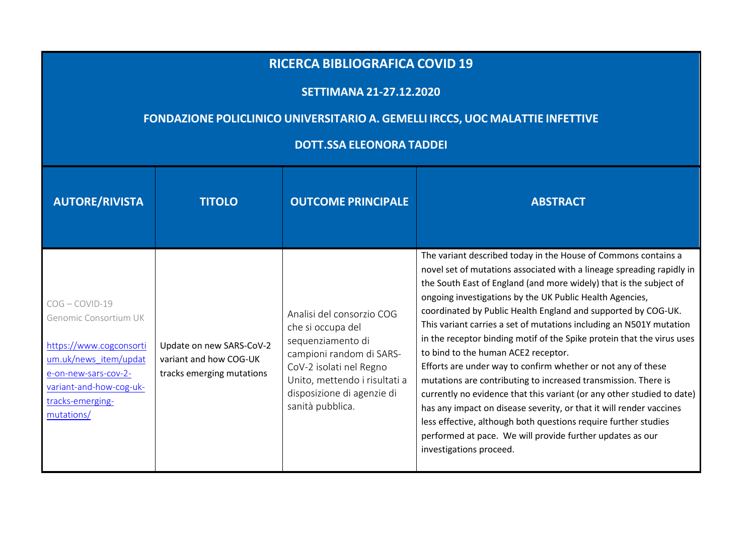# RICERCA BIBLIOGRAFICA COVID 19

## SETTIMANA 21-27.12.2020

## FONDAZIONE POLICLINICO UNIVERSITARIO A. GEMELLI IRCCS, UOC MALATTIE INFETTIVE

## DOTT.SSA ELEONORA TADDEI

| AUTORE/RIVISTA | TITOLO | OUTCOME PRINCIPALE | ABSTRACT |
|---|---|---|---|
| COG – COVID-19 Genomic Consortium UK<br><br>https://www.cogconsortium.uk/news_item/update-on-new-sars-cov-2-variant-and-how-cog-uk-tracks-emerging-mutations/ | Update on new SARS-CoV-2 variant and how COG-UK tracks emerging mutations | Analisi del consorzio COG che si occupa del sequenziamento di campioni random di SARS-CoV-2 isolati nel Regno Unito, mettendo i risultati a disposizione di agenzie di sanità pubblica. | The variant described today in the House of Commons contains a novel set of mutations associated with a lineage spreading rapidly in the South East of England (and more widely) that is the subject of ongoing investigations by the UK Public Health Agencies, coordinated by Public Health England and supported by COG-UK. This variant carries a set of mutations including an N501Y mutation in the receptor binding motif of the Spike protein that the virus uses to bind to the human ACE2 receptor.<br>Efforts are under way to confirm whether or not any of these mutations are contributing to increased transmission. There is currently no evidence that this variant (or any other studied to date) has any impact on disease severity, or that it will render vaccines less effective, although both questions require further studies performed at pace. We will provide further updates as our investigations proceed. |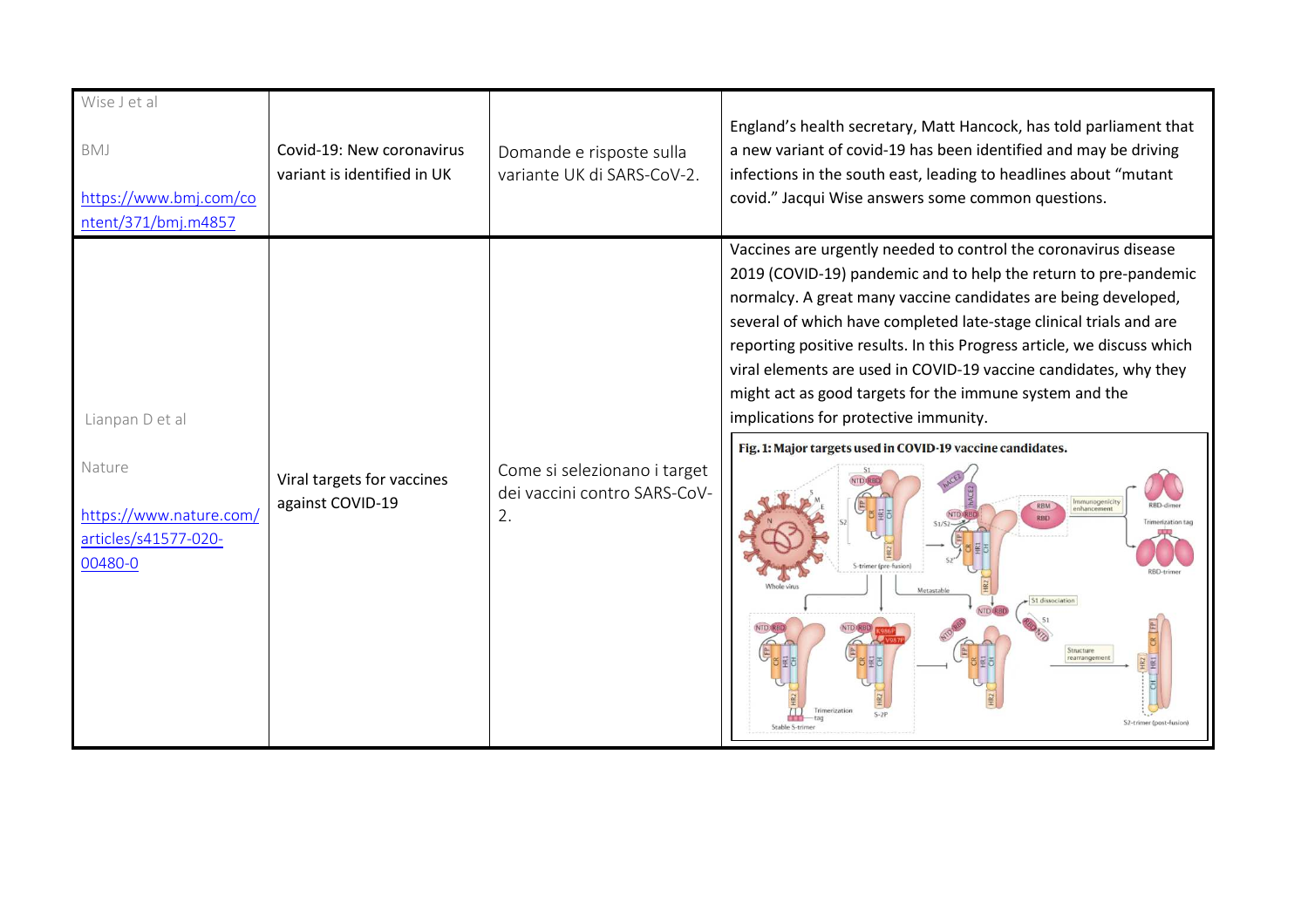| | | | |
|---|---|---|---|
| Wise J et al<br><br>BMJ<br><br>https://www.bmj.com/content/371/bmj.m4857 | Covid-19: New coronavirus variant is identified in UK | Domande e risposte sulla variante UK di SARS-CoV-2. | England's health secretary, Matt Hancock, has told parliament that a new variant of covid-19 has been identified and may be driving infections in the south east, leading to headlines about "mutant covid." Jacqui Wise answers some common questions. |
| Lianpan D et al<br><br>Nature<br><br>https://www.nature.com/articles/s41577-020-00480-0 | Viral targets for vaccines against COVID-19 | Come si selezionano i target dei vaccini contro SARS-CoV-2. | Vaccines are urgently needed to control the coronavirus disease 2019 (COVID-19) pandemic and to help the return to pre-pandemic normalcy. A great many vaccine candidates are being developed, several of which have completed late-stage clinical trials and are reporting positive results. In this Progress article, we discuss which viral elements are used in COVID-19 vaccine candidates, why they might act as good targets for the immune system and the implications for protective immunity.<br><br>**Fig. 1: Major targets used in COVID-19 vaccine candidates.** |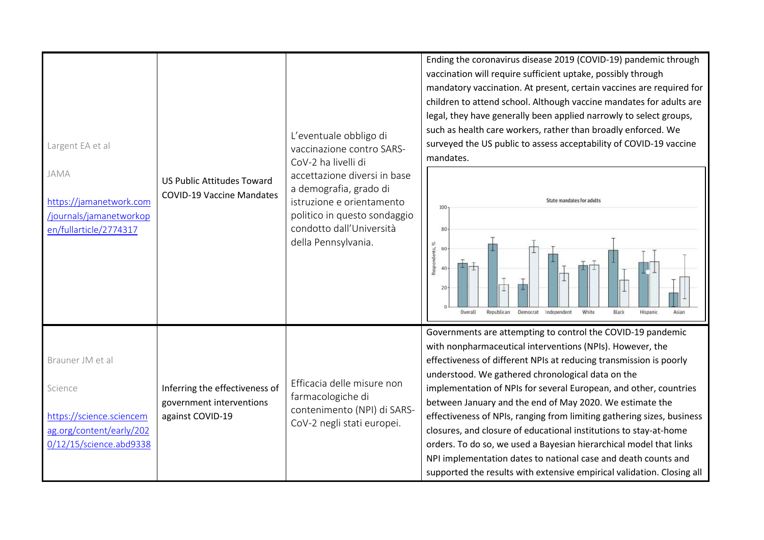| | | | |
|---|---|---|---|
| Largent EA et al<br><br>JAMA<br><br>https://jamanetwork.com/journals/jamanetworkopen/fullarticle/2774317 | US Public Attitudes Toward COVID-19 Vaccine Mandates | L'eventuale obbligo di vaccinazione contro SARS-CoV-2 ha livelli di accettazione diversi in base a demografia, grado di istruzione e orientamento politico in questo sondaggio condotto dall'Università della Pennsylvania. | Ending the coronavirus disease 2019 (COVID-19) pandemic through vaccination will require sufficient uptake, possibly through mandatory vaccination. At present, certain vaccines are required for children to attend school. Although vaccine mandates for adults are legal, they have generally been applied narrowly to select groups, such as health care workers, rather than broadly enforced. We surveyed the US public to assess acceptability of COVID-19 vaccine mandates. |
| Brauner JM et al<br><br>Science<br><br>https://science.sciencemag.org/content/early/2020/12/15/science.abd9338 | Inferring the effectiveness of government interventions against COVID-19 | Efficacia delle misure non farmacologiche di contenimento (NPI) di SARS-CoV-2 negli stati europei. | Governments are attempting to control the COVID-19 pandemic with nonpharmaceutical interventions (NPIs). However, the effectiveness of different NPIs at reducing transmission is poorly understood. We gathered chronological data on the implementation of NPIs for several European, and other, countries between January and the end of May 2020. We estimate the effectiveness of NPIs, ranging from limiting gathering sizes, business closures, and closure of educational institutions to stay-at-home orders. To do so, we used a Bayesian hierarchical model that links NPI implementation dates to national case and death counts and supported the results with extensive empirical validation. Closing all |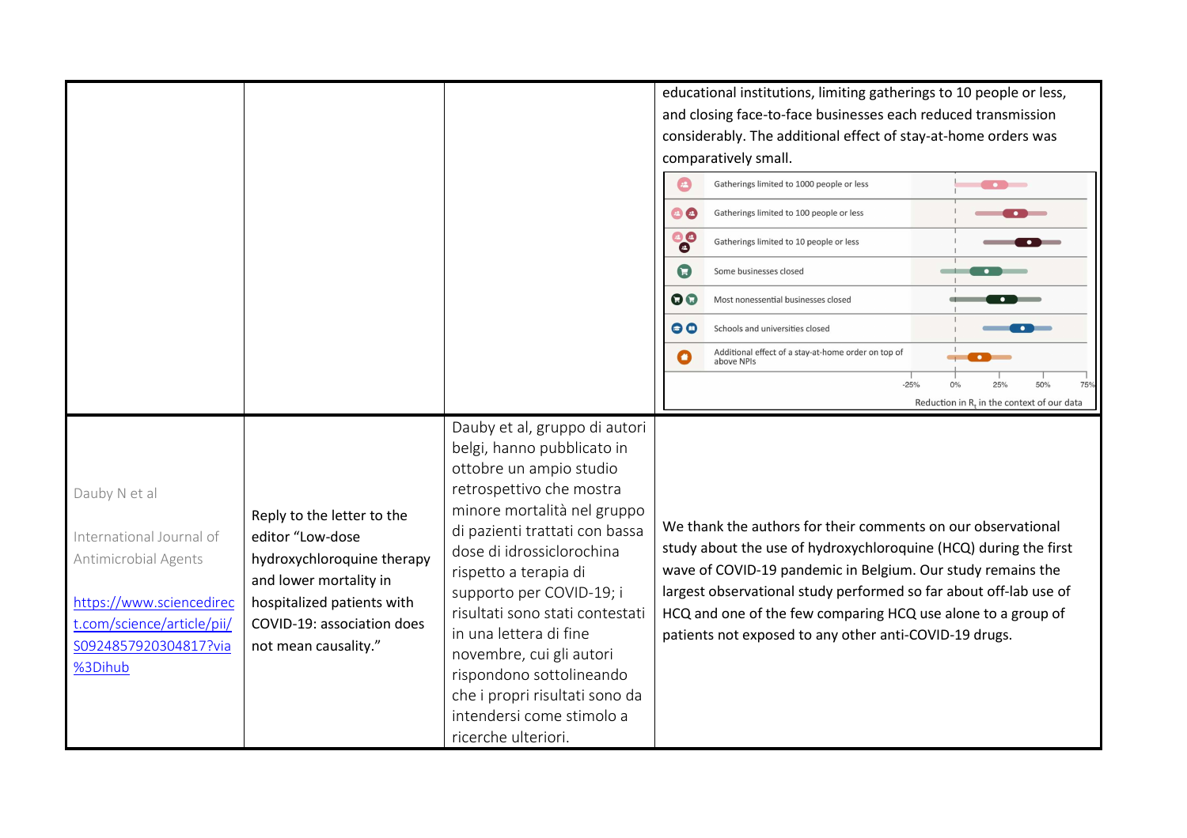| | | | |
|---|---|---|---|
| | | | educational institutions, limiting gatherings to 10 people or less, and closing face-to-face businesses each reduced transmission considerably. The additional effect of stay-at-home orders was comparatively small.<br>Gatherings limited to 1000 people or less<br>Gatherings limited to 100 people or less<br>Gatherings limited to 10 people or less<br>Some businesses closed<br>Most nonessential businesses closed<br>Schools and universities closed<br>Additional effect of a stay-at-home order on top of above NPIs<br>-25% 0% 25% 50% 75%<br>Reduction in $R_t$ in the context of our data |
| Dauby N et al<br><br>International Journal of Antimicrobial Agents<br><br>https://www.sciencedirect.com/science/article/pii/S0924857920304817?via%3Dihub | Reply to the letter to the editor "Low-dose hydroxychloroquine therapy and lower mortality in hospitalized patients with COVID-19: association does not mean causality." | Dauby et al, gruppo di autori belgi, hanno pubblicato in ottobre un ampio studio retrospettivo che mostra minore mortalità nel gruppo di pazienti trattati con bassa dose di idrossiclorochina rispetto a terapia di supporto per COVID-19; i risultati sono stati contestati in una lettera di fine novembre, cui gli autori rispondono sottolineando che i propri risultati sono da intendersi come stimolo a ricerche ulteriori. | We thank the authors for their comments on our observational study about the use of hydroxychloroquine (HCQ) during the first wave of COVID-19 pandemic in Belgium. Our study remains the largest observational study performed so far about off-lab use of HCQ and one of the few comparing HCQ use alone to a group of patients not exposed to any other anti-COVID-19 drugs. |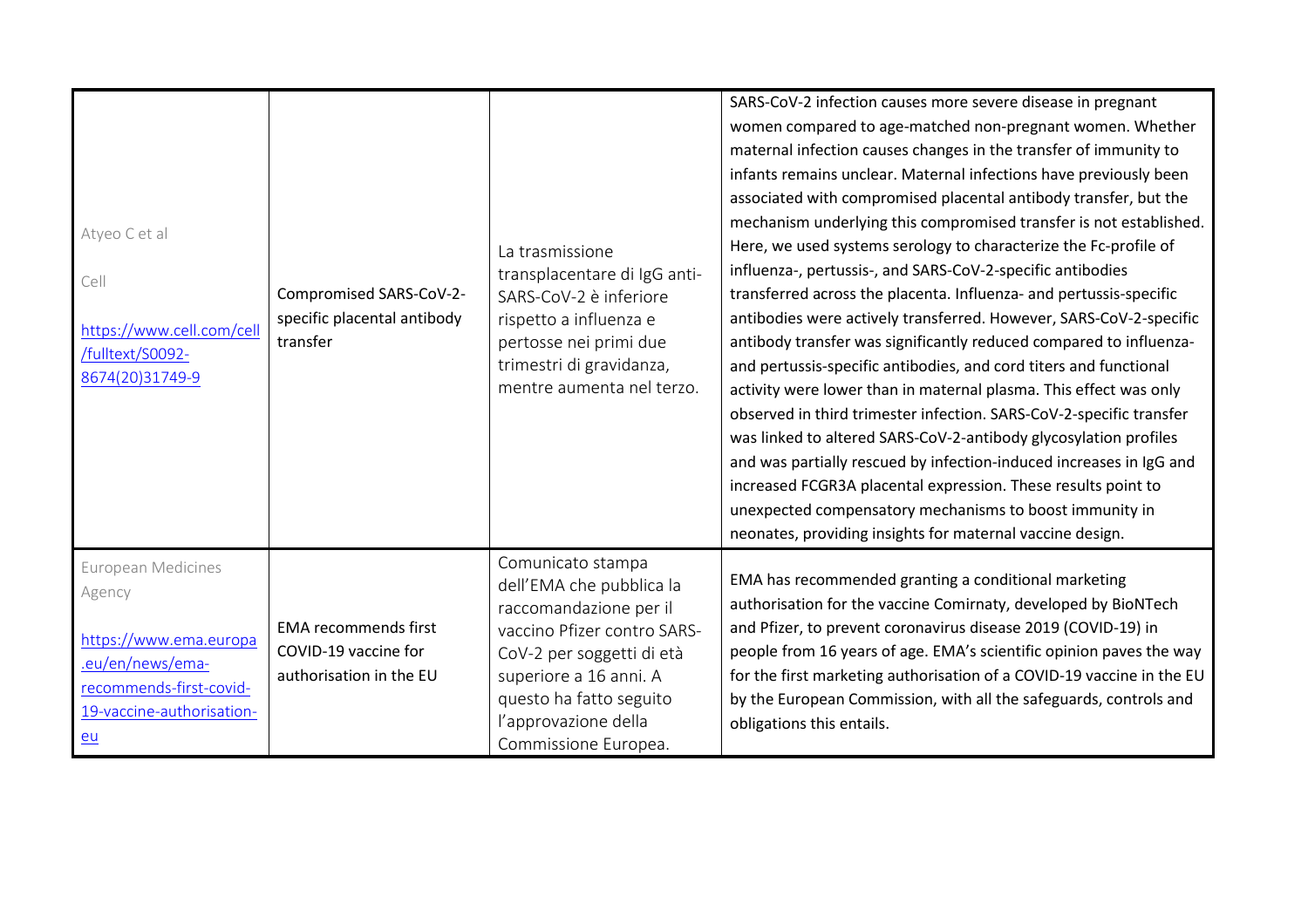| | | | |
|---|---|---|---|
| Atyeo C et al<br><br>Cell<br><br>https://www.cell.com/cell/fulltext/S0092-8674(20)31749-9 | Compromised SARS-CoV-2-specific placental antibody transfer | La trasmissione transplacentare di IgG anti-SARS-CoV-2 è inferiore rispetto a influenza e pertosse nei primi due trimestri di gravidanza, mentre aumenta nel terzo. | SARS-CoV-2 infection causes more severe disease in pregnant women compared to age-matched non-pregnant women. Whether maternal infection causes changes in the transfer of immunity to infants remains unclear. Maternal infections have previously been associated with compromised placental antibody transfer, but the mechanism underlying this compromised transfer is not established. Here, we used systems serology to characterize the Fc-profile of influenza-, pertussis-, and SARS-CoV-2-specific antibodies transferred across the placenta. Influenza- and pertussis-specific antibodies were actively transferred. However, SARS-CoV-2-specific antibody transfer was significantly reduced compared to influenza- and pertussis-specific antibodies, and cord titers and functional activity were lower than in maternal plasma. This effect was only observed in third trimester infection. SARS-CoV-2-specific transfer was linked to altered SARS-CoV-2-antibody glycosylation profiles and was partially rescued by infection-induced increases in IgG and increased FCGR3A placental expression. These results point to unexpected compensatory mechanisms to boost immunity in neonates, providing insights for maternal vaccine design. |
| European Medicines Agency<br><br>https://www.ema.europa.eu/en/news/ema-recommends-first-covid-19-vaccine-authorisation-eu | EMA recommends first COVID-19 vaccine for authorisation in the EU | Comunicato stampa dell'EMA che pubblica la raccomandazione per il vaccino Pfizer contro SARS-CoV-2 per soggetti di età superiore a 16 anni. A questo ha fatto seguito l'approvazione della Commissione Europea. | EMA has recommended granting a conditional marketing authorisation for the vaccine Comirnaty, developed by BioNTech and Pfizer, to prevent coronavirus disease 2019 (COVID-19) in people from 16 years of age. EMA's scientific opinion paves the way for the first marketing authorisation of a COVID-19 vaccine in the EU by the European Commission, with all the safeguards, controls and obligations this entails. |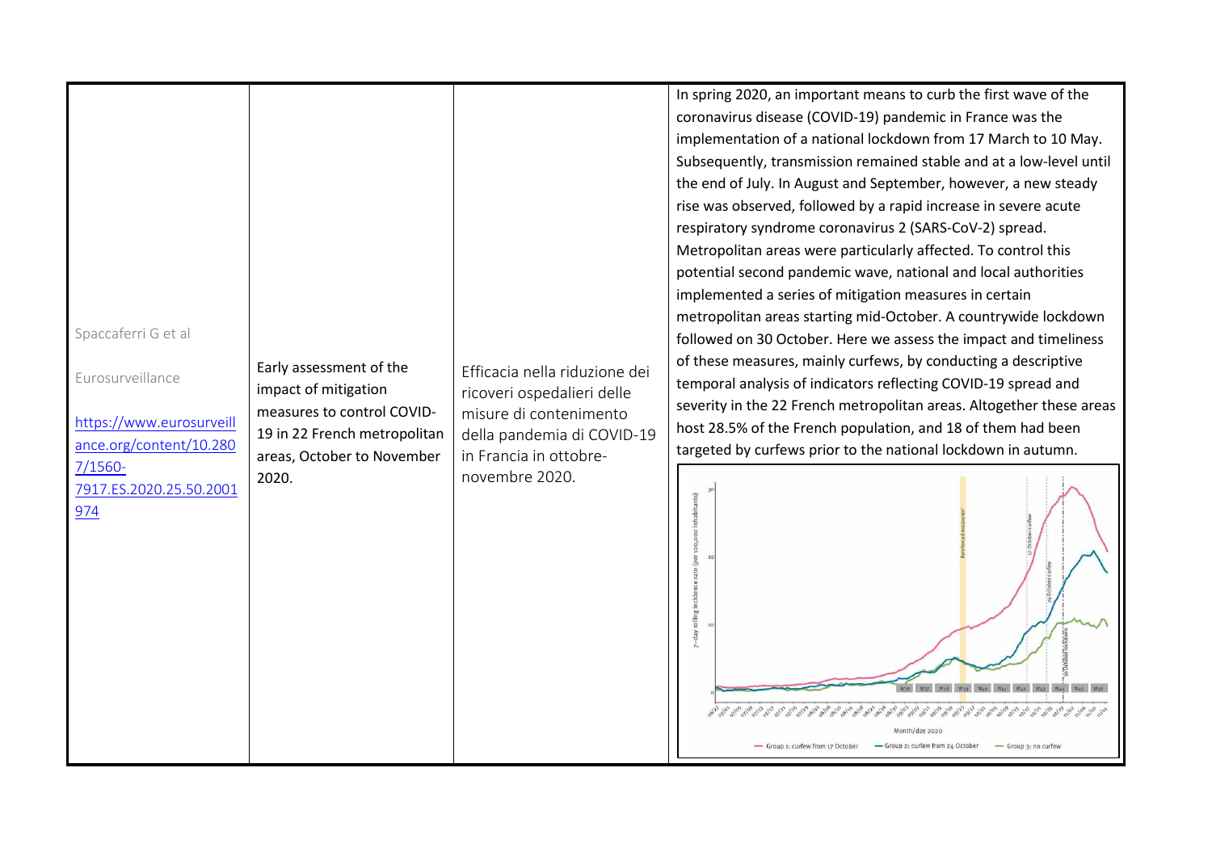| | | | |
|---|---|---|---|
| Spaccaferri G et al<br><br>Eurosurveillance<br><br>[https://www.eurosurveillance.org/content/10.2807/1560-7917.ES.2020.25.50.2001974](https://www.eurosurveillance.org/content/10.2807/1560-7917.ES.2020.25.50.2001974) | Early assessment of the impact of mitigation measures to control COVID-19 in 22 French metropolitan areas, October to November 2020. | Efficacia nella riduzione dei ricoveri ospedalieri delle misure di contenimento della pandemia di COVID-19 in Francia in ottobre-novembre 2020. | In spring 2020, an important means to curb the first wave of the coronavirus disease (COVID-19) pandemic in France was the implementation of a national lockdown from 17 March to 10 May. Subsequently, transmission remained stable and at a low-level until the end of July. In August and September, however, a new steady rise was observed, followed by a rapid increase in severe acute respiratory syndrome coronavirus 2 (SARS-CoV-2) spread. Metropolitan areas were particularly affected. To control this potential second pandemic wave, national and local authorities implemented a series of mitigation measures in certain metropolitan areas starting mid-October. A countrywide lockdown followed on 30 October. Here we assess the impact and timeliness of these measures, mainly curfews, by conducting a descriptive temporal analysis of indicators reflecting COVID-19 spread and severity in the 22 French metropolitan areas. Altogether these areas host 28.5% of the French population, and 18 of them had been targeted by curfews prior to the national lockdown in autumn. |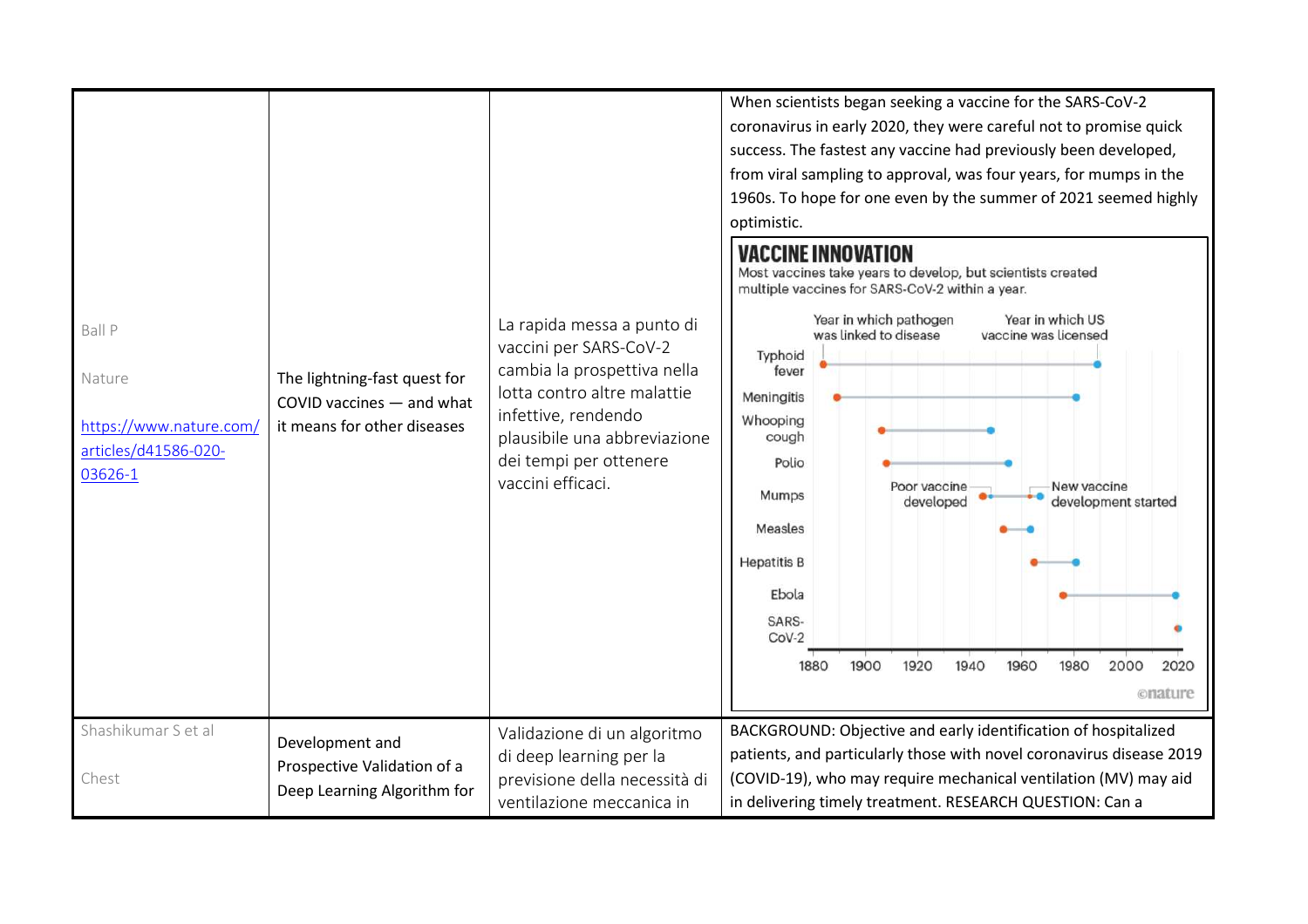| | | | |
|---|---|---|---|
| Ball P<br><br>Nature<br><br>https://www.nature.com/articles/d41586-020-03626-1 | The lightning-fast quest for COVID vaccines — and what it means for other diseases | La rapida messa a punto di vaccini per SARS-CoV-2 cambia la prospettiva nella lotta contro altre malattie infettive, rendendo plausibile una abbreviazione dei tempi per ottenere vaccini efficaci. | When scientists began seeking a vaccine for the SARS-CoV-2 coronavirus in early 2020, they were careful not to promise quick success. The fastest any vaccine had previously been developed, from viral sampling to approval, was four years, for mumps in the 1960s. To hope for one even by the summer of 2021 seemed highly optimistic.<br><br>**VACCINE INNOVATION**<br>Most vaccines take years to develop, but scientists created multiple vaccines for SARS-CoV-2 within a year.<br>Year in which pathogen was linked to disease / Year in which US vaccine was licensed<br>Typhoid fever; Meningitis; Whooping cough; Polio; Mumps (Poor vaccine developed; New vaccine development started); Measles; Hepatitis B; Ebola; SARS-CoV-2<br>1880 1900 1920 1940 1960 1980 2000 2020<br>©nature |
| Shashikumar S et al<br><br>Chest | Development and Prospective Validation of a Deep Learning Algorithm for | Validazione di un algoritmo di deep learning per la previsione della necessità di ventilazione meccanica in | BACKGROUND: Objective and early identification of hospitalized patients, and particularly those with novel coronavirus disease 2019 (COVID-19), who may require mechanical ventilation (MV) may aid in delivering timely treatment. RESEARCH QUESTION: Can a |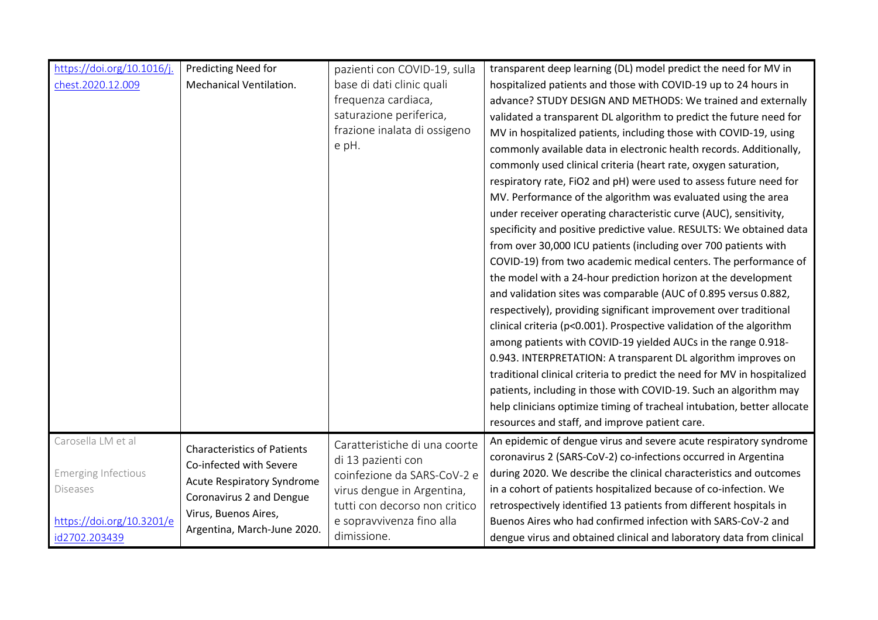| | | | |
|---|---|---|---|
| https://doi.org/10.1016/j.chest.2020.12.009 | Predicting Need for Mechanical Ventilation. | pazienti con COVID-19, sulla base di dati clinic quali frequenza cardiaca, saturazione periferica, frazione inalata di ossigeno e pH. | transparent deep learning (DL) model predict the need for MV in hospitalized patients and those with COVID-19 up to 24 hours in advance? STUDY DESIGN AND METHODS: We trained and externally validated a transparent DL algorithm to predict the future need for MV in hospitalized patients, including those with COVID-19, using commonly available data in electronic health records. Additionally, commonly used clinical criteria (heart rate, oxygen saturation, respiratory rate, FiO2 and pH) were used to assess future need for MV. Performance of the algorithm was evaluated using the area under receiver operating characteristic curve (AUC), sensitivity, specificity and positive predictive value. RESULTS: We obtained data from over 30,000 ICU patients (including over 700 patients with COVID-19) from two academic medical centers. The performance of the model with a 24-hour prediction horizon at the development and validation sites was comparable (AUC of 0.895 versus 0.882, respectively), providing significant improvement over traditional clinical criteria ($p<0.001$). Prospective validation of the algorithm among patients with COVID-19 yielded AUCs in the range 0.918-0.943. INTERPRETATION: A transparent DL algorithm improves on traditional clinical criteria to predict the need for MV in hospitalized patients, including in those with COVID-19. Such an algorithm may help clinicians optimize timing of tracheal intubation, better allocate resources and staff, and improve patient care. |
| Carosella LM et al<br><br>Emerging Infectious Diseases<br><br>https://doi.org/10.3201/eid2702.203439 | Characteristics of Patients Co-infected with Severe Acute Respiratory Syndrome Coronavirus 2 and Dengue Virus, Buenos Aires, Argentina, March-June 2020. | Caratteristiche di una coorte di 13 pazienti con coinfezione da SARS-CoV-2 e virus dengue in Argentina, tutti con decorso non critico e sopravvivenza fino alla dimissione. | An epidemic of dengue virus and severe acute respiratory syndrome coronavirus 2 (SARS-CoV-2) co-infections occurred in Argentina during 2020. We describe the clinical characteristics and outcomes in a cohort of patients hospitalized because of co-infection. We retrospectively identified 13 patients from different hospitals in Buenos Aires who had confirmed infection with SARS-CoV-2 and dengue virus and obtained clinical and laboratory data from clinical |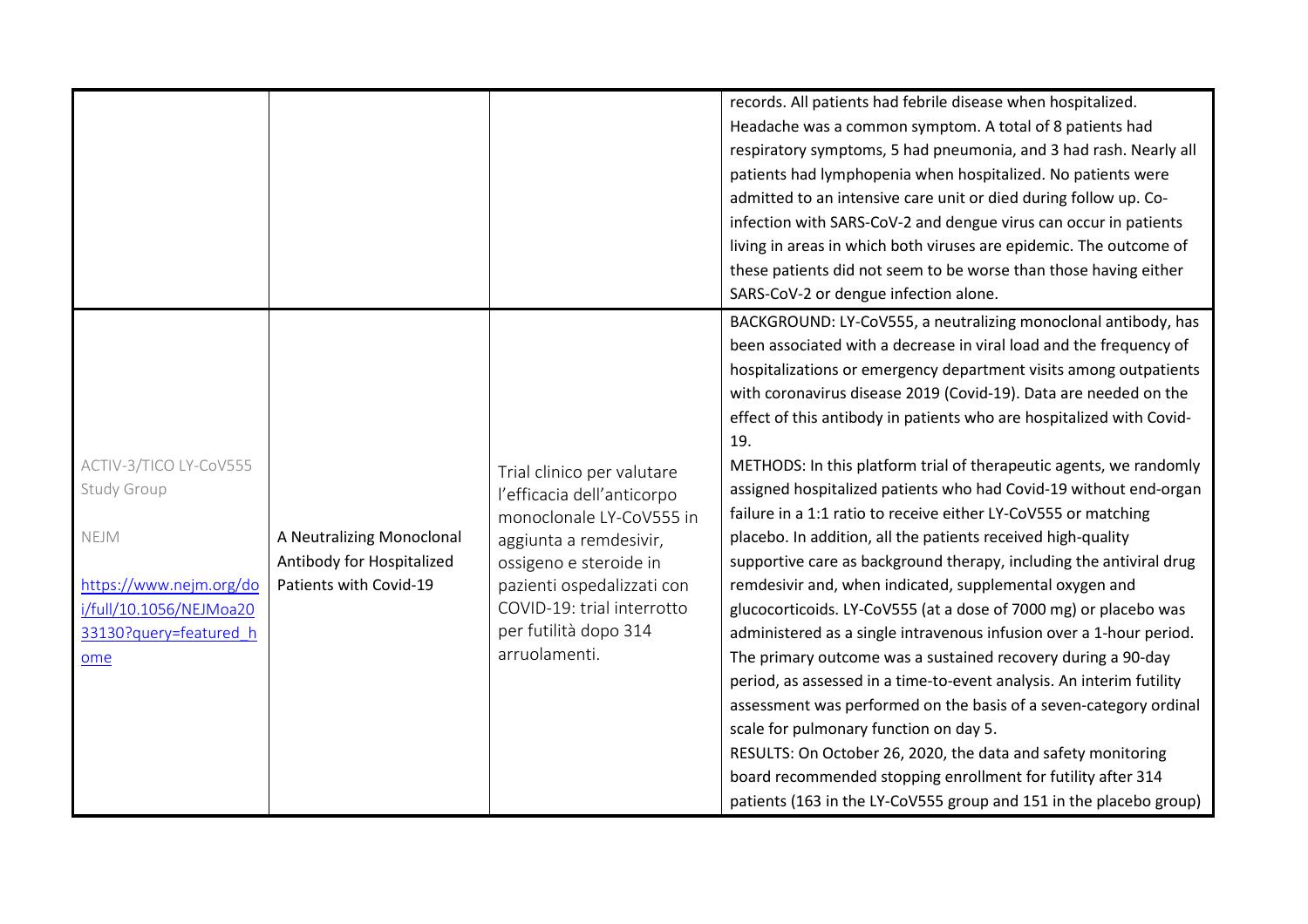| | | | |
|---|---|---|---|
| | | | records. All patients had febrile disease when hospitalized. Headache was a common symptom. A total of 8 patients had respiratory symptoms, 5 had pneumonia, and 3 had rash. Nearly all patients had lymphopenia when hospitalized. No patients were admitted to an intensive care unit or died during follow up. Co-infection with SARS-CoV-2 and dengue virus can occur in patients living in areas in which both viruses are epidemic. The outcome of these patients did not seem to be worse than those having either SARS-CoV-2 or dengue infection alone. |
| ACTIV-3/TICO LY-CoV555 Study Group<br><br>NEJM<br><br>[https://www.nejm.org/doi/full/10.1056/NEJMoa2033130?query=featured_home](https://www.nejm.org/doi/full/10.1056/NEJMoa2033130?query=featured_home) | A Neutralizing Monoclonal Antibody for Hospitalized Patients with Covid-19 | Trial clinico per valutare l'efficacia dell'anticorpo monoclonale LY-CoV555 in aggiunta a remdesivir, ossigeno e steroide in pazienti ospedalizzati con COVID-19: trial interrotto per futilità dopo 314 arruolamenti. | BACKGROUND: LY-CoV555, a neutralizing monoclonal antibody, has been associated with a decrease in viral load and the frequency of hospitalizations or emergency department visits among outpatients with coronavirus disease 2019 (Covid-19). Data are needed on the effect of this antibody in patients who are hospitalized with Covid-19.<br>METHODS: In this platform trial of therapeutic agents, we randomly assigned hospitalized patients who had Covid-19 without end-organ failure in a 1:1 ratio to receive either LY-CoV555 or matching placebo. In addition, all the patients received high-quality supportive care as background therapy, including the antiviral drug remdesivir and, when indicated, supplemental oxygen and glucocorticoids. LY-CoV555 (at a dose of 7000 mg) or placebo was administered as a single intravenous infusion over a 1-hour period. The primary outcome was a sustained recovery during a 90-day period, as assessed in a time-to-event analysis. An interim futility assessment was performed on the basis of a seven-category ordinal scale for pulmonary function on day 5.<br>RESULTS: On October 26, 2020, the data and safety monitoring board recommended stopping enrollment for futility after 314 patients (163 in the LY-CoV555 group and 151 in the placebo group) |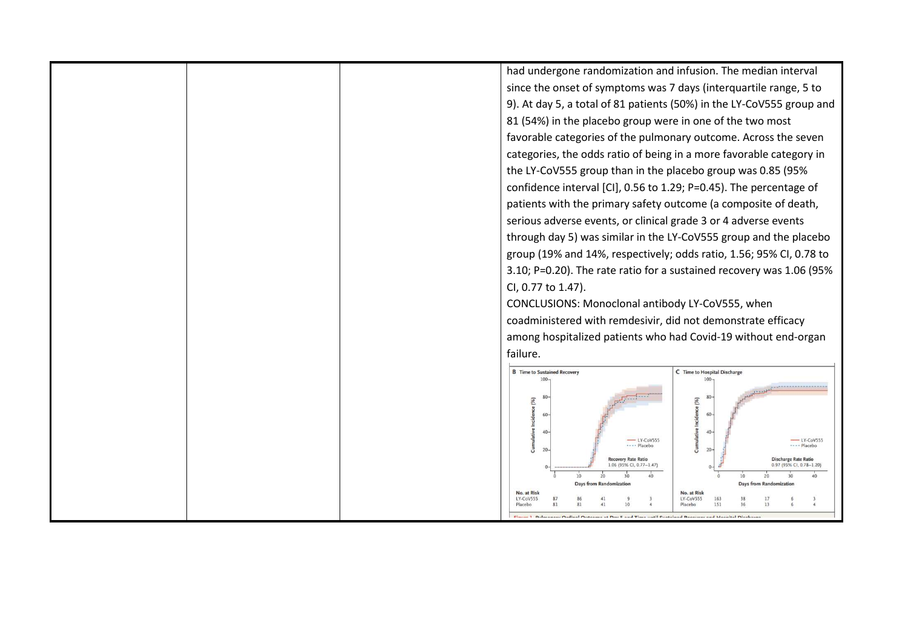| | | | had undergone randomization and infusion. The median interval since the onset of symptoms was 7 days (interquartile range, 5 to 9). At day 5, a total of 81 patients (50%) in the LY-CoV555 group and 81 (54%) in the placebo group were in one of the two most favorable categories of the pulmonary outcome. Across the seven categories, the odds ratio of being in a more favorable category in the LY-CoV555 group than in the placebo group was 0.85 (95% confidence interval [CI], 0.56 to 1.29; P=0.45). The percentage of patients with the primary safety outcome (a composite of death, serious adverse events, or clinical grade 3 or 4 adverse events through day 5) was similar in the LY-CoV555 group and the placebo group (19% and 14%, respectively; odds ratio, 1.56; 95% CI, 0.78 to 3.10; P=0.20). The rate ratio for a sustained recovery was 1.06 (95% CI, 0.77 to 1.47).<br>CONCLUSIONS: Monoclonal antibody LY-CoV555, when coadministered with remdesivir, did not demonstrate efficacy among hospitalized patients who had Covid-19 without end-organ failure. |
|---|---|---|---|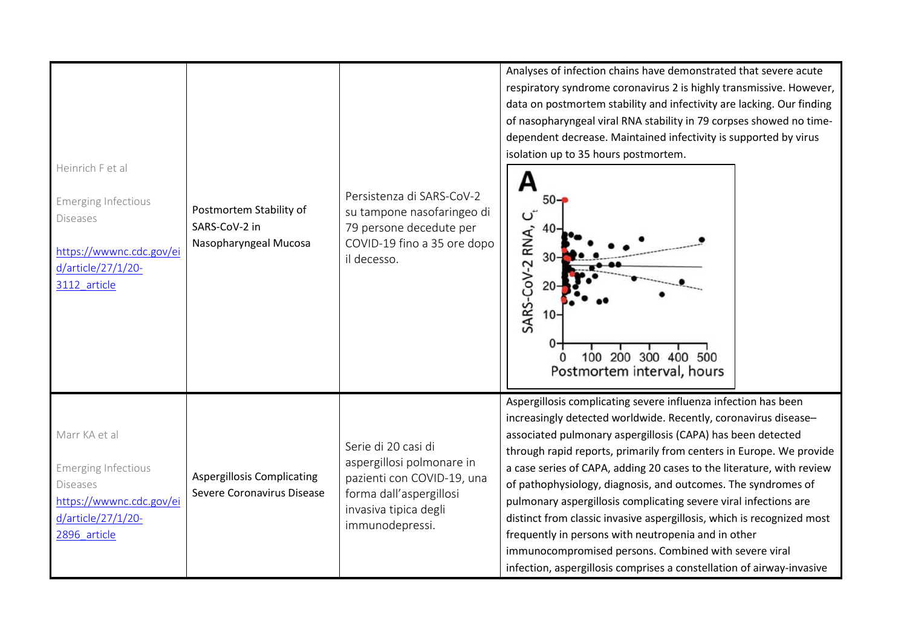| | | | |
|---|---|---|---|
| Heinrich F et al<br><br>Emerging Infectious Diseases<br><br>[https://wwwnc.cdc.gov/eid/article/27/1/20-3112_article](https://wwwnc.cdc.gov/eid/article/27/1/20-3112_article) | Postmortem Stability of SARS-CoV-2 in Nasopharyngeal Mucosa | Persistenza di SARS-CoV-2 su tampone nasofaringeo di 79 persone decedute per COVID-19 fino a 35 ore dopo il decesso. | Analyses of infection chains have demonstrated that severe acute respiratory syndrome coronavirus 2 is highly transmissive. However, data on postmortem stability and infectivity are lacking. Our finding of nasopharyngeal viral RNA stability in 79 corpses showed no time-dependent decrease. Maintained infectivity is supported by virus isolation up to 35 hours postmortem. |
| Marr KA et al<br><br>Emerging Infectious Diseases<br>[https://wwwnc.cdc.gov/eid/article/27/1/20-2896_article](https://wwwnc.cdc.gov/eid/article/27/1/20-2896_article) | Aspergillosis Complicating Severe Coronavirus Disease | Serie di 20 casi di aspergillosi polmonare in pazienti con COVID-19, una forma dall'aspergillosi invasiva tipica degli immunodepressi. | Aspergillosis complicating severe influenza infection has been increasingly detected worldwide. Recently, coronavirus disease–associated pulmonary aspergillosis (CAPA) has been detected through rapid reports, primarily from centers in Europe. We provide a case series of CAPA, adding 20 cases to the literature, with review of pathophysiology, diagnosis, and outcomes. The syndromes of pulmonary aspergillosis complicating severe viral infections are distinct from classic invasive aspergillosis, which is recognized most frequently in persons with neutropenia and in other immunocompromised persons. Combined with severe viral infection, aspergillosis comprises a constellation of airway-invasive |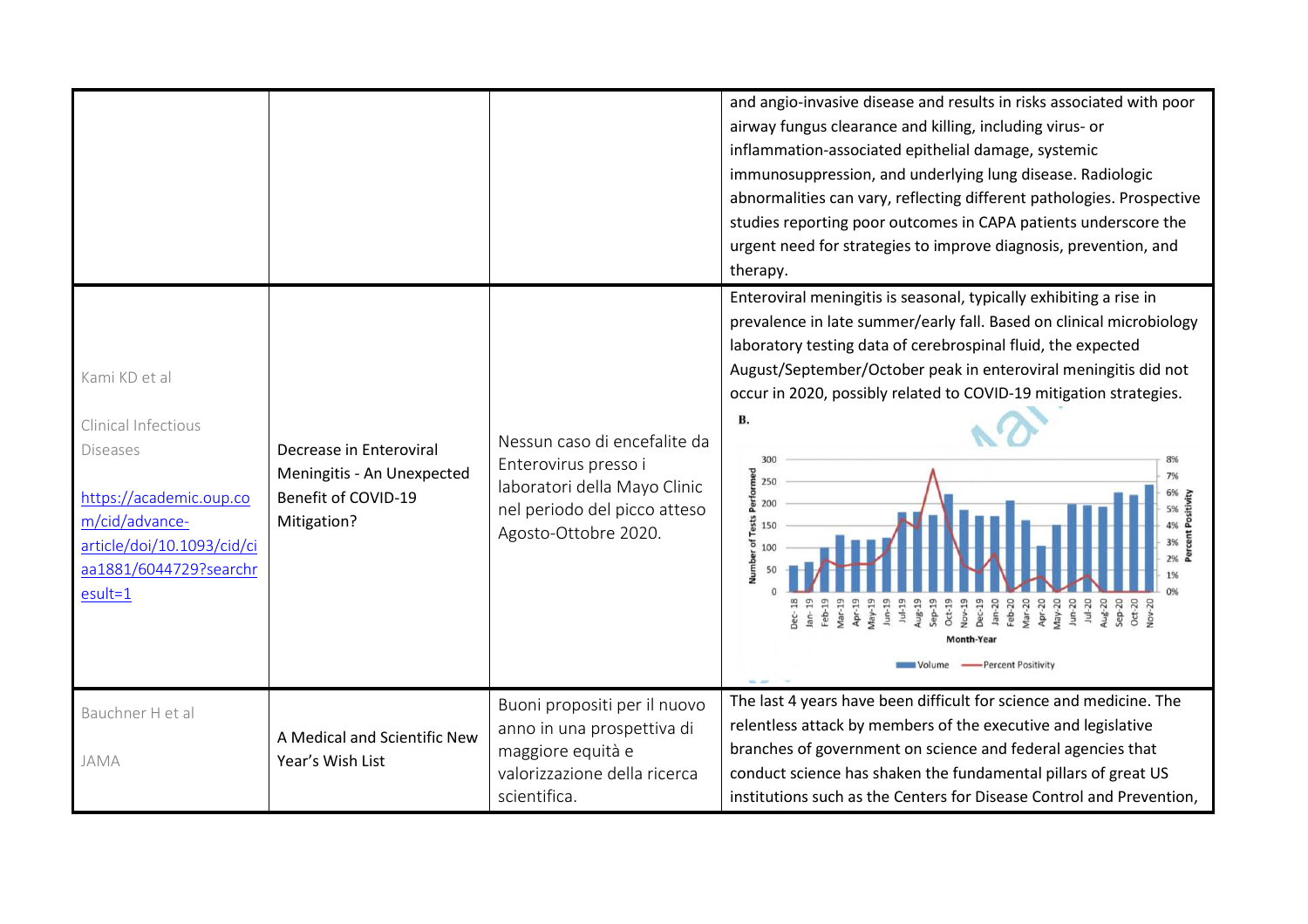| | | | |
|---|---|---|---|
| | | | and angio-invasive disease and results in risks associated with poor airway fungus clearance and killing, including virus- or inflammation-associated epithelial damage, systemic immunosuppression, and underlying lung disease. Radiologic abnormalities can vary, reflecting different pathologies. Prospective studies reporting poor outcomes in CAPA patients underscore the urgent need for strategies to improve diagnosis, prevention, and therapy. |
| Kami KD et al<br><br>Clinical Infectious Diseases<br><br>[https://academic.oup.com/cid/advance-article/doi/10.1093/cid/ciaa1881/6044729?searchresult=1](https://academic.oup.com/cid/advance-article/doi/10.1093/cid/ciaa1881/6044729?searchresult=1) | Decrease in Enteroviral Meningitis - An Unexpected Benefit of COVID-19 Mitigation? | Nessun caso di encefalite da Enterovirus presso i laboratori della Mayo Clinic nel periodo del picco atteso Agosto-Ottobre 2020. | Enteroviral meningitis is seasonal, typically exhibiting a rise in prevalence in late summer/early fall. Based on clinical microbiology laboratory testing data of cerebrospinal fluid, the expected August/September/October peak in enteroviral meningitis did not occur in 2020, possibly related to COVID-19 mitigation strategies. |
| Bauchner H et al<br><br>JAMA | A Medical and Scientific New Year's Wish List | Buoni propositi per il nuovo anno in una prospettiva di maggiore equità e valorizzazione della ricerca scientifica. | The last 4 years have been difficult for science and medicine. The relentless attack by members of the executive and legislative branches of government on science and federal agencies that conduct science has shaken the fundamental pillars of great US institutions such as the Centers for Disease Control and Prevention, |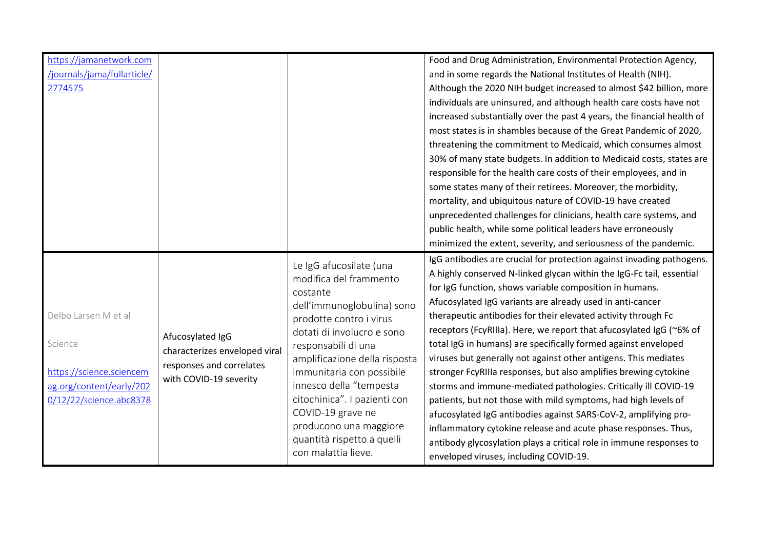| | | | |
|---|---|---|---|
| https://jamanetwork.com/journals/jama/fullarticle/2774575 | | | Food and Drug Administration, Environmental Protection Agency, and in some regards the National Institutes of Health (NIH). Although the 2020 NIH budget increased to almost $42 billion, more individuals are uninsured, and although health care costs have not increased substantially over the past 4 years, the financial health of most states is in shambles because of the Great Pandemic of 2020, threatening the commitment to Medicaid, which consumes almost 30% of many state budgets. In addition to Medicaid costs, states are responsible for the health care costs of their employees, and in some states many of their retirees. Moreover, the morbidity, mortality, and ubiquitous nature of COVID-19 have created unprecedented challenges for clinicians, health care systems, and public health, while some political leaders have erroneously minimized the extent, severity, and seriousness of the pandemic. |
| Delbo Larsen M et al<br><br>Science<br><br>https://science.sciencemag.org/content/early/2020/12/22/science.abc8378 | Afucosylated IgG characterizes enveloped viral responses and correlates with COVID-19 severity | Le IgG afucosilate (una modifica del frammento costante dell'immunoglobulina) sono prodotte contro i virus dotati di involucro e sono responsabili di una amplificazione della risposta immunitaria con possibile innesco della "tempesta citochinica". I pazienti con COVID-19 grave ne producono una maggiore quantità rispetto a quelli con malattia lieve. | IgG antibodies are crucial for protection against invading pathogens. A highly conserved N-linked glycan within the IgG-Fc tail, essential for IgG function, shows variable composition in humans. Afucosylated IgG variants are already used in anti-cancer therapeutic antibodies for their elevated activity through Fc receptors (FcγRIIIa). Here, we report that afucosylated IgG (~6% of total IgG in humans) are specifically formed against enveloped viruses but generally not against other antigens. This mediates stronger FcγRIIIa responses, but also amplifies brewing cytokine storms and immune-mediated pathologies. Critically ill COVID-19 patients, but not those with mild symptoms, had high levels of afucosylated IgG antibodies against SARS-CoV-2, amplifying pro-inflammatory cytokine release and acute phase responses. Thus, antibody glycosylation plays a critical role in immune responses to enveloped viruses, including COVID-19. |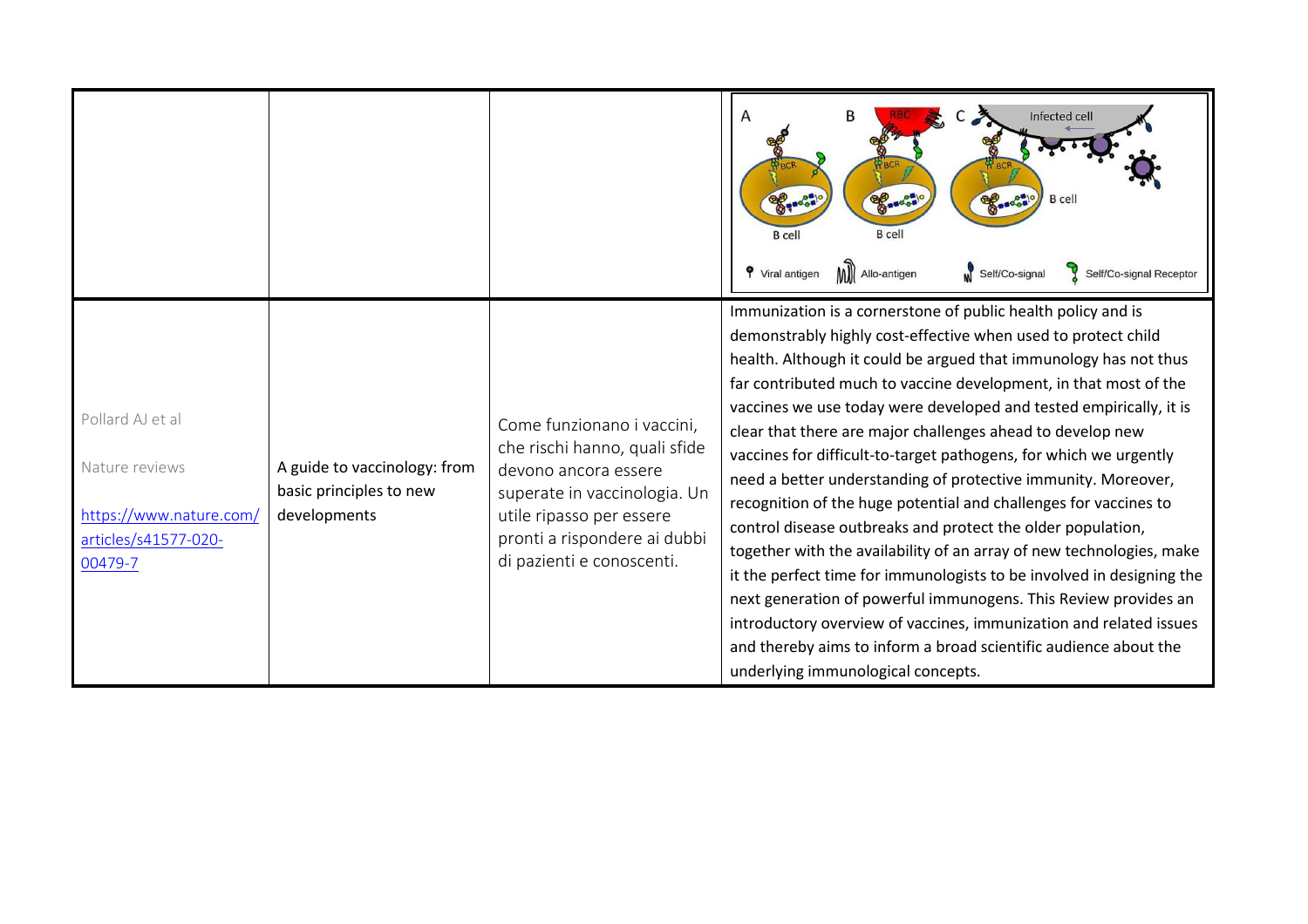| | | | |
|---|---|---|---|
| | | | A B C Infected cell BCR RBC BCR BCR B cell B cell B cell Viral antigen Allo-antigen Self/Co-signal Self/Co-signal Receptor |
| Pollard AJ et al<br><br>Nature reviews<br><br>[https://www.nature.com/articles/s41577-020-00479-7](https://www.nature.com/articles/s41577-020-00479-7) | A guide to vaccinology: from basic principles to new developments | Come funzionano i vaccini, che rischi hanno, quali sfide devono ancora essere superate in vaccinologia. Un utile ripasso per essere pronti a rispondere ai dubbi di pazienti e conoscenti. | Immunization is a cornerstone of public health policy and is demonstrably highly cost-effective when used to protect child health. Although it could be argued that immunology has not thus far contributed much to vaccine development, in that most of the vaccines we use today were developed and tested empirically, it is clear that there are major challenges ahead to develop new vaccines for difficult-to-target pathogens, for which we urgently need a better understanding of protective immunity. Moreover, recognition of the huge potential and challenges for vaccines to control disease outbreaks and protect the older population, together with the availability of an array of new technologies, make it the perfect time for immunologists to be involved in designing the next generation of powerful immunogens. This Review provides an introductory overview of vaccines, immunization and related issues and thereby aims to inform a broad scientific audience about the underlying immunological concepts. |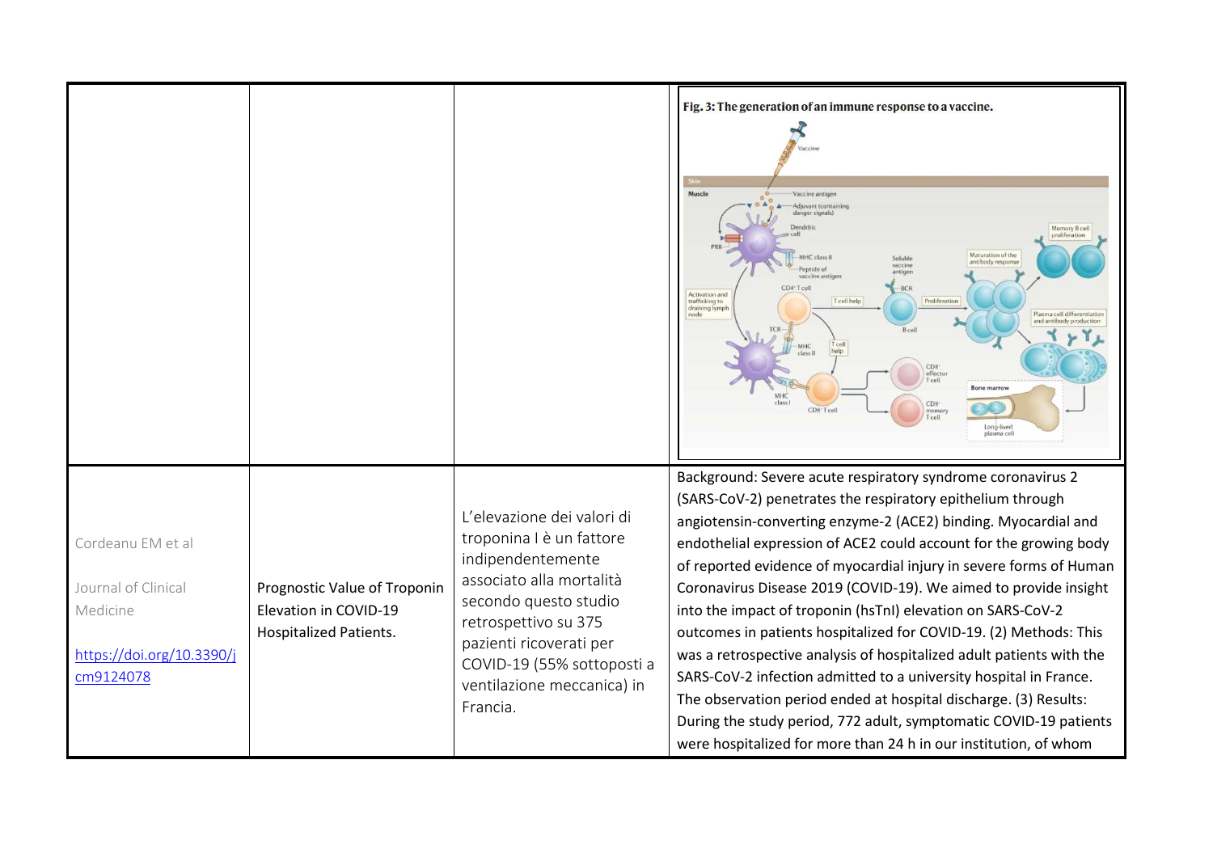| | | | Fig. 3: The generation of an immune response to a vaccine. |
|---|---|---|---|
| Cordeanu EM et al<br><br>Journal of Clinical Medicine<br><br>https://doi.org/10.3390/jcm9124078 | Prognostic Value of Troponin Elevation in COVID-19 Hospitalized Patients. | L'elevazione dei valori di troponina I è un fattore indipendentemente associato alla mortalità secondo questo studio retrospettivo su 375 pazienti ricoverati per COVID-19 (55% sottoposti a ventilazione meccanica) in Francia. | Background: Severe acute respiratory syndrome coronavirus 2 (SARS-CoV-2) penetrates the respiratory epithelium through angiotensin-converting enzyme-2 (ACE2) binding. Myocardial and endothelial expression of ACE2 could account for the growing body of reported evidence of myocardial injury in severe forms of Human Coronavirus Disease 2019 (COVID-19). We aimed to provide insight into the impact of troponin (hsTnI) elevation on SARS-CoV-2 outcomes in patients hospitalized for COVID-19. (2) Methods: This was a retrospective analysis of hospitalized adult patients with the SARS-CoV-2 infection admitted to a university hospital in France. The observation period ended at hospital discharge. (3) Results: During the study period, 772 adult, symptomatic COVID-19 patients were hospitalized for more than 24 h in our institution, of whom |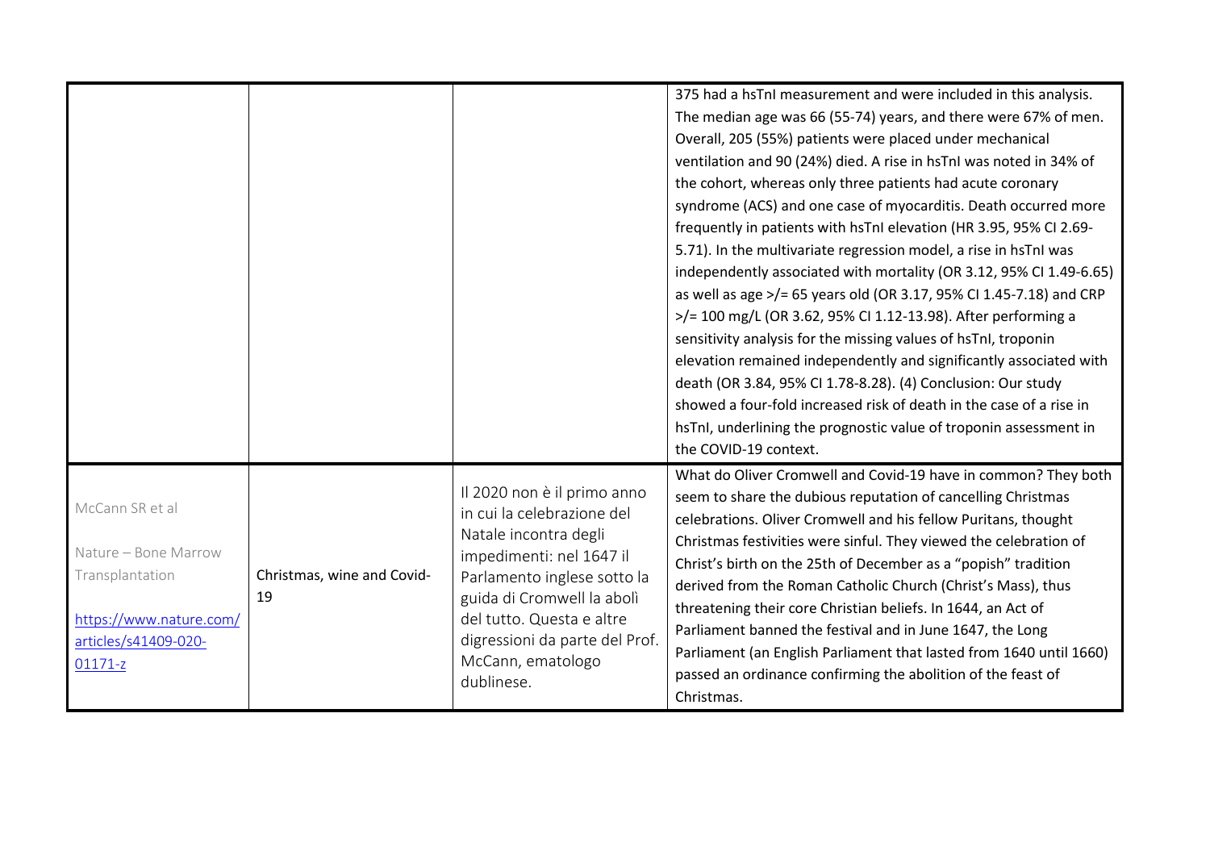| | | | |
|---|---|---|---|
| | | | 375 had a hsTnI measurement and were included in this analysis. The median age was 66 (55-74) years, and there were 67% of men. Overall, 205 (55%) patients were placed under mechanical ventilation and 90 (24%) died. A rise in hsTnI was noted in 34% of the cohort, whereas only three patients had acute coronary syndrome (ACS) and one case of myocarditis. Death occurred more frequently in patients with hsTnI elevation (HR 3.95, 95% CI 2.69-5.71). In the multivariate regression model, a rise in hsTnI was independently associated with mortality (OR 3.12, 95% CI 1.49-6.65) as well as age >/= 65 years old (OR 3.17, 95% CI 1.45-7.18) and CRP >/= 100 mg/L (OR 3.62, 95% CI 1.12-13.98). After performing a sensitivity analysis for the missing values of hsTnI, troponin elevation remained independently and significantly associated with death (OR 3.84, 95% CI 1.78-8.28). (4) Conclusion: Our study showed a four-fold increased risk of death in the case of a rise in hsTnI, underlining the prognostic value of troponin assessment in the COVID-19 context. |
| McCann SR et al<br><br>Nature – Bone Marrow Transplantation<br><br>https://www.nature.com/articles/s41409-020-01171-z | Christmas, wine and Covid-19 | Il 2020 non è il primo anno in cui la celebrazione del Natale incontra degli impedimenti: nel 1647 il Parlamento inglese sotto la guida di Cromwell la abolì del tutto. Questa e altre digressioni da parte del Prof. McCann, ematologo dublinese. | What do Oliver Cromwell and Covid-19 have in common? They both seem to share the dubious reputation of cancelling Christmas celebrations. Oliver Cromwell and his fellow Puritans, thought Christmas festivities were sinful. They viewed the celebration of Christ's birth on the 25th of December as a "popish" tradition derived from the Roman Catholic Church (Christ's Mass), thus threatening their core Christian beliefs. In 1644, an Act of Parliament banned the festival and in June 1647, the Long Parliament (an English Parliament that lasted from 1640 until 1660) passed an ordinance confirming the abolition of the feast of Christmas. |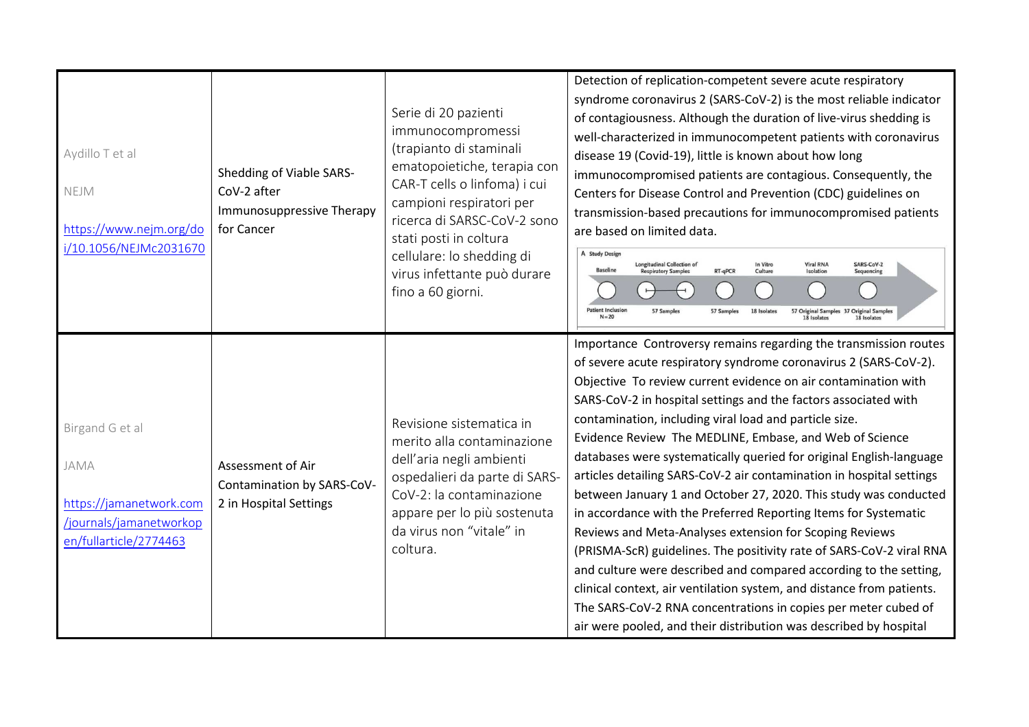| | | | |
|---|---|---|---|
| Aydillo T et al<br><br>NEJM<br><br>https://www.nejm.org/doi/10.1056/NEJMc2031670 | Shedding of Viable SARS-CoV-2 after Immunosuppressive Therapy for Cancer | Serie di 20 pazienti immunocompromessi (trapianto di staminali ematopoietiche, terapia con CAR-T cells o linfoma) i cui campioni respiratori per ricerca di SARSC-CoV-2 sono stati posti in coltura cellulare: lo shedding di virus infettante può durare fino a 60 giorni. | Detection of replication-competent severe acute respiratory syndrome coronavirus 2 (SARS-CoV-2) is the most reliable indicator of contagiousness. Although the duration of live-virus shedding is well-characterized in immunocompetent patients with coronavirus disease 19 (Covid-19), little is known about how long immunocompromised patients are contagious. Consequently, the Centers for Disease Control and Prevention (CDC) guidelines on transmission-based precautions for immunocompromised patients are based on limited data.<br><br>A Study Design: Baseline – Patient Inclusion N=20; Longitudinal Collection of Respiratory Samples – 57 Samples; RT-qPCR – 57 Samples; In Vitro Culture – 18 Isolates; Viral RNA Isolation – 57 Original Samples, 18 Isolates; SARS-CoV-2 Sequencing – 37 Original Samples, 18 Isolates |
| Birgand G et al<br><br>JAMA<br><br>https://jamanetwork.com/journals/jamanetworkopen/fullarticle/2774463 | Assessment of Air Contamination by SARS-CoV-2 in Hospital Settings | Revisione sistematica in merito alla contaminazione dell'aria negli ambienti ospedalieri da parte di SARS-CoV-2: la contaminazione appare per lo più sostenuta da virus non "vitale" in coltura. | Importance Controversy remains regarding the transmission routes of severe acute respiratory syndrome coronavirus 2 (SARS-CoV-2).<br>Objective To review current evidence on air contamination with SARS-CoV-2 in hospital settings and the factors associated with contamination, including viral load and particle size.<br>Evidence Review The MEDLINE, Embase, and Web of Science databases were systematically queried for original English-language articles detailing SARS-CoV-2 air contamination in hospital settings between January 1 and October 27, 2020. This study was conducted in accordance with the Preferred Reporting Items for Systematic Reviews and Meta-Analyses extension for Scoping Reviews (PRISMA-ScR) guidelines. The positivity rate of SARS-CoV-2 viral RNA and culture were described and compared according to the setting, clinical context, air ventilation system, and distance from patients. The SARS-CoV-2 RNA concentrations in copies per meter cubed of air were pooled, and their distribution was described by hospital |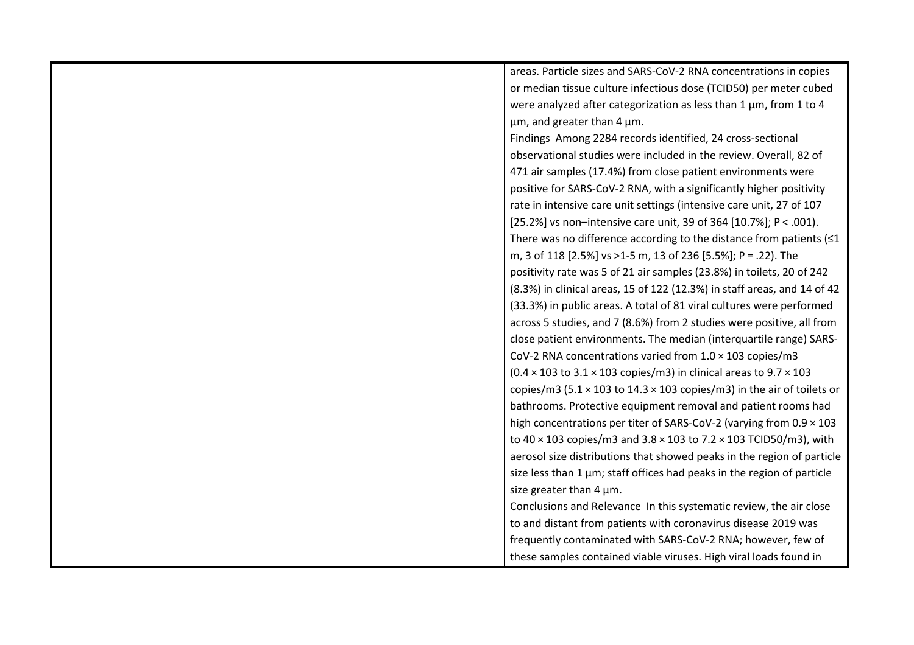|  |  |  | areas. Particle sizes and SARS-CoV-2 RNA concentrations in copies or median tissue culture infectious dose (TCID50) per meter cubed were analyzed after categorization as less than 1 µm, from 1 to 4 µm, and greater than 4 µm.<br>Findings Among 2284 records identified, 24 cross-sectional observational studies were included in the review. Overall, 82 of 471 air samples (17.4%) from close patient environments were positive for SARS-CoV-2 RNA, with a significantly higher positivity rate in intensive care unit settings (intensive care unit, 27 of 107 [25.2%] vs non–intensive care unit, 39 of 364 [10.7%]; $P < .001$). There was no difference according to the distance from patients (≤1 m, 3 of 118 [2.5%] vs >1-5 m, 13 of 236 [5.5%]; $P = .22$). The positivity rate was 5 of 21 air samples (23.8%) in toilets, 20 of 242 (8.3%) in clinical areas, 15 of 122 (12.3%) in staff areas, and 14 of 42 (33.3%) in public areas. A total of 81 viral cultures were performed across 5 studies, and 7 (8.6%) from 2 studies were positive, all from close patient environments. The median (interquartile range) SARS-CoV-2 RNA concentrations varied from $1.0 \times 10^3$ copies/m3 ($0.4 \times 10^3$ to $3.1 \times 10^3$ copies/m3) in clinical areas to $9.7 \times 10^3$ copies/m3 ($5.1 \times 10^3$ to $14.3 \times 10^3$ copies/m3) in the air of toilets or bathrooms. Protective equipment removal and patient rooms had high concentrations per titer of SARS-CoV-2 (varying from $0.9 \times 10^3$ to $40 \times 10^3$ copies/m3 and $3.8 \times 10^3$ to $7.2 \times 10^3$ TCID50/m3), with aerosol size distributions that showed peaks in the region of particle size less than 1 µm; staff offices had peaks in the region of particle size greater than 4 µm.<br>Conclusions and Relevance In this systematic review, the air close to and distant from patients with coronavirus disease 2019 was frequently contaminated with SARS-CoV-2 RNA; however, few of these samples contained viable viruses. High viral loads found in |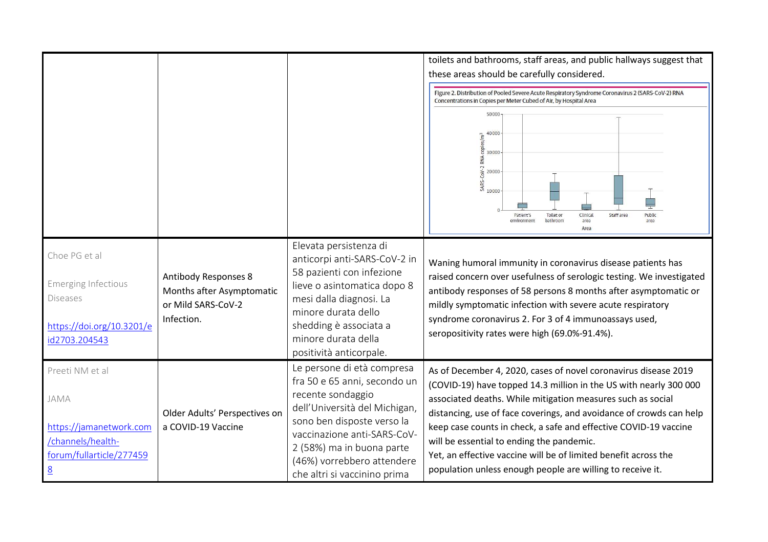| | | | |
|---|---|---|---|
| | | | toilets and bathrooms, staff areas, and public hallways suggest that these areas should be carefully considered. Figure 2. Distribution of Pooled Severe Acute Respiratory Syndrome Coronavirus 2 (SARS-CoV-2) RNA Concentrations in Copies per Meter Cubed of Air, by Hospital Area |
| Choe PG et al<br><br>Emerging Infectious Diseases<br><br>[https://doi.org/10.3201/eid2703.204543](https://doi.org/10.3201/eid2703.204543) | Antibody Responses 8 Months after Asymptomatic or Mild SARS-CoV-2 Infection. | Elevata persistenza di anticorpi anti-SARS-CoV-2 in 58 pazienti con infezione lieve o asintomatica dopo 8 mesi dalla diagnosi. La minore durata dello shedding è associata a minore durata della positività anticorpale. | Waning humoral immunity in coronavirus disease patients has raised concern over usefulness of serologic testing. We investigated antibody responses of 58 persons 8 months after asymptomatic or mildly symptomatic infection with severe acute respiratory syndrome coronavirus 2. For 3 of 4 immunoassays used, seropositivity rates were high (69.0%-91.4%). |
| Preeti NM et al<br><br>JAMA<br><br>[https://jamanetwork.com/channels/health-forum/fullarticle/2774598](https://jamanetwork.com/channels/health-forum/fullarticle/2774598) | Older Adults' Perspectives on a COVID-19 Vaccine | Le persone di età compresa fra 50 e 65 anni, secondo un recente sondaggio dell'Università del Michigan, sono ben disposte verso la vaccinazione anti-SARS-CoV-2 (58%) ma in buona parte (46%) vorrebbero attendere che altri si vaccinino prima | As of December 4, 2020, cases of novel coronavirus disease 2019 (COVID-19) have topped 14.3 million in the US with nearly 300 000 associated deaths. While mitigation measures such as social distancing, use of face coverings, and avoidance of crowds can help keep case counts in check, a safe and effective COVID-19 vaccine will be essential to ending the pandemic.<br>Yet, an effective vaccine will be of limited benefit across the population unless enough people are willing to receive it. |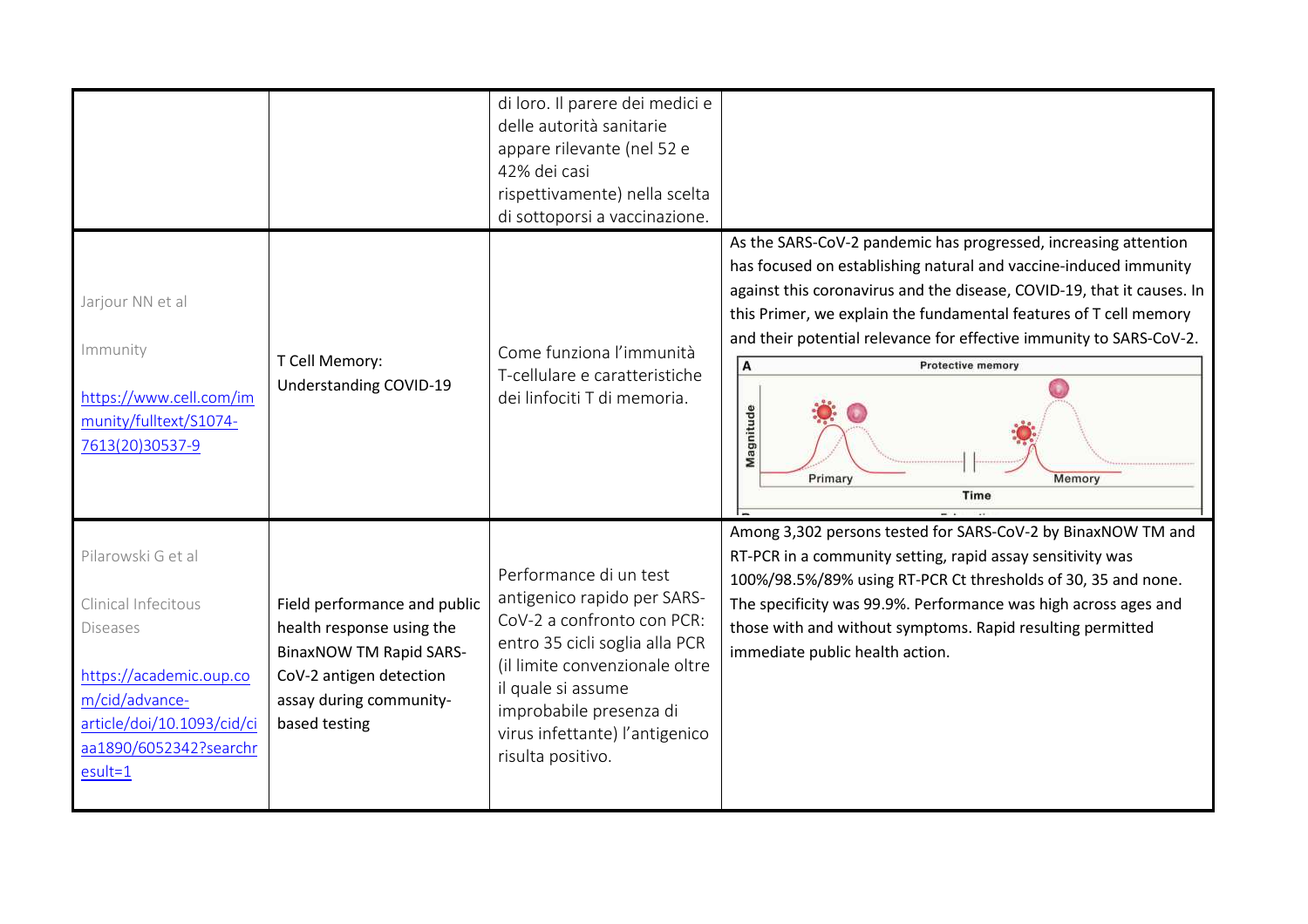| | | | |
|---|---|---|---|
| | | di loro. Il parere dei medici e delle autorità sanitarie appare rilevante (nel 52 e 42% dei casi rispettivamente) nella scelta di sottoporsi a vaccinazione. | |
| Jarjour NN et al<br><br>Immunity<br><br>https://www.cell.com/immunity/fulltext/S1074-7613(20)30537-9 | T Cell Memory: Understanding COVID-19 | Come funziona l'immunità T-cellulare e caratteristiche dei linfociti T di memoria. | As the SARS-CoV-2 pandemic has progressed, increasing attention has focused on establishing natural and vaccine-induced immunity against this coronavirus and the disease, COVID-19, that it causes. In this Primer, we explain the fundamental features of T cell memory and their potential relevance for effective immunity to SARS-CoV-2.<br><br>A Protective memory<br>Magnitude<br>Primary Memory<br>Time |
| Pilarowski G et al<br><br>Clinical Infecitous Diseases<br><br>https://academic.oup.com/cid/advance-article/doi/10.1093/cid/ciaa1890/6052342?searchresult=1 | Field performance and public health response using the BinaxNOW TM Rapid SARS-CoV-2 antigen detection assay during community-based testing | Performance di un test antigenico rapido per SARS-CoV-2 a confronto con PCR: entro 35 cicli soglia alla PCR (il limite convenzionale oltre il quale si assume improbabile presenza di virus infettante) l'antigenico risulta positivo. | Among 3,302 persons tested for SARS-CoV-2 by BinaxNOW TM and RT-PCR in a community setting, rapid assay sensitivity was 100%/98.5%/89% using RT-PCR Ct thresholds of 30, 35 and none. The specificity was 99.9%. Performance was high across ages and those with and without symptoms. Rapid resulting permitted immediate public health action. |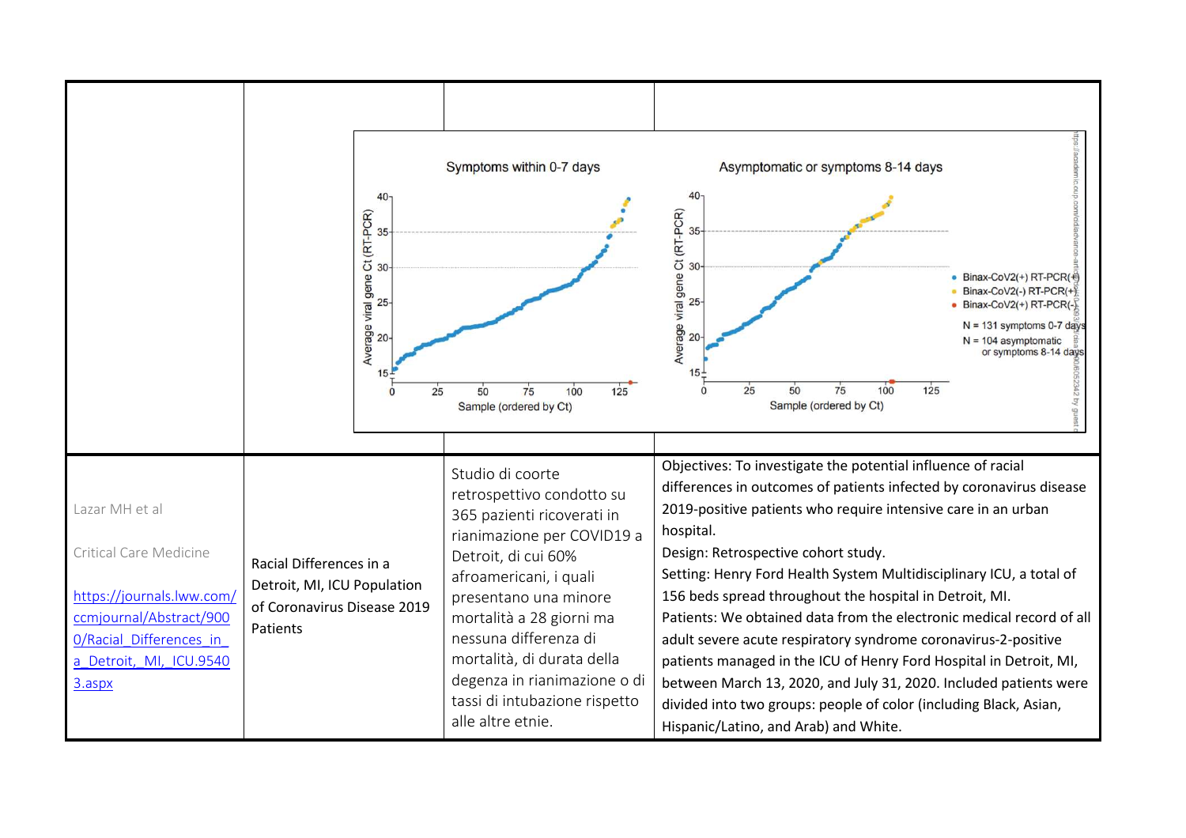| | | | |
|---|---|---|---|
| | | | |
| Lazar MH et al<br><br>Critical Care Medicine<br><br>[https://journals.lww.com/ccmjournal/Abstract/9000/Racial_Differences_in_a_Detroit,_MI,_ICU.95403.aspx](https://journals.lww.com/ccmjournal/Abstract/9000/Racial_Differences_in_a_Detroit,_MI,_ICU.95403.aspx) | Racial Differences in a Detroit, MI, ICU Population of Coronavirus Disease 2019 Patients | Studio di coorte retrospettivo condotto su 365 pazienti ricoverati in rianimazione per COVID19 a Detroit, di cui 60% afroamericani, i quali presentano una minore mortalità a 28 giorni ma nessuna differenza di mortalità, di durata della degenza in rianimazione o di tassi di intubazione rispetto alle altre etnie. | Objectives: To investigate the potential influence of racial differences in outcomes of patients infected by coronavirus disease 2019-positive patients who require intensive care in an urban hospital.<br>Design: Retrospective cohort study.<br>Setting: Henry Ford Health System Multidisciplinary ICU, a total of 156 beds spread throughout the hospital in Detroit, MI.<br>Patients: We obtained data from the electronic medical record of all adult severe acute respiratory syndrome coronavirus-2-positive patients managed in the ICU of Henry Ford Hospital in Detroit, MI, between March 13, 2020, and July 31, 2020. Included patients were divided into two groups: people of color (including Black, Asian, Hispanic/Latino, and Arab) and White. |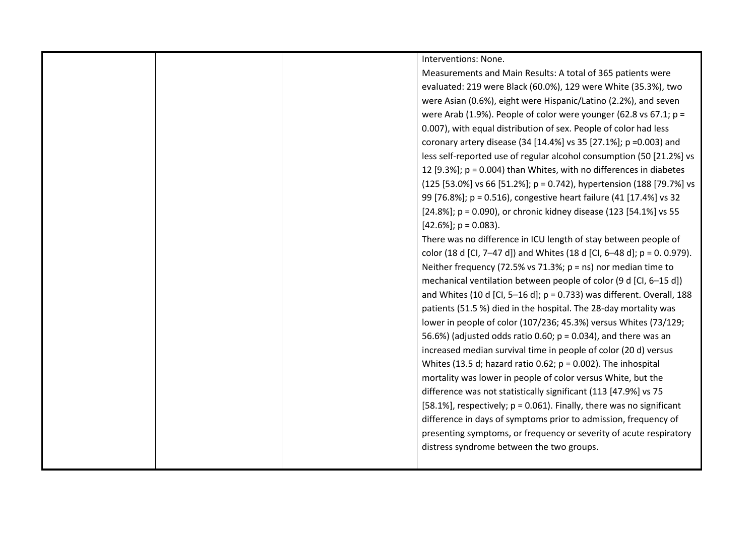| | | | Interventions: None.<br>Measurements and Main Results: A total of 365 patients were evaluated: 219 were Black (60.0%), 129 were White (35.3%), two were Asian (0.6%), eight were Hispanic/Latino (2.2%), and seven were Arab (1.9%). People of color were younger (62.8 vs 67.1; $p = 0.007$), with equal distribution of sex. People of color had less coronary artery disease (34 [14.4%] vs 35 [27.1%]; $p = 0.003$) and less self-reported use of regular alcohol consumption (50 [21.2%] vs 12 [9.3%]; $p = 0.004$) than Whites, with no differences in diabetes (125 [53.0%] vs 66 [51.2%]; $p = 0.742$), hypertension (188 [79.7%] vs 99 [76.8%]; $p = 0.516$), congestive heart failure (41 [17.4%] vs 32 [24.8%]; $p = 0.090$), or chronic kidney disease (123 [54.1%] vs 55 [42.6%]; $p = 0.083$).<br>There was no difference in ICU length of stay between people of color (18 d [CI, 7–47 d]) and Whites (18 d [CI, 6–48 d]; p = 0. 0.979). Neither frequency (72.5% vs 71.3%; p = ns) nor median time to mechanical ventilation between people of color (9 d [CI, 6–15 d]) and Whites (10 d [CI, 5–16 d]; $p = 0.733$) was different. Overall, 188 patients (51.5 %) died in the hospital. The 28-day mortality was lower in people of color (107/236; 45.3%) versus Whites (73/129; 56.6%) (adjusted odds ratio 0.60; $p = 0.034$), and there was an increased median survival time in people of color (20 d) versus Whites (13.5 d; hazard ratio 0.62; $p = 0.002$). The inhospital mortality was lower in people of color versus White, but the difference was not statistically significant (113 [47.9%] vs 75 [58.1%], respectively; $p = 0.061$). Finally, there was no significant difference in days of symptoms prior to admission, frequency of presenting symptoms, or frequency or severity of acute respiratory distress syndrome between the two groups. |
|---|---|---|---|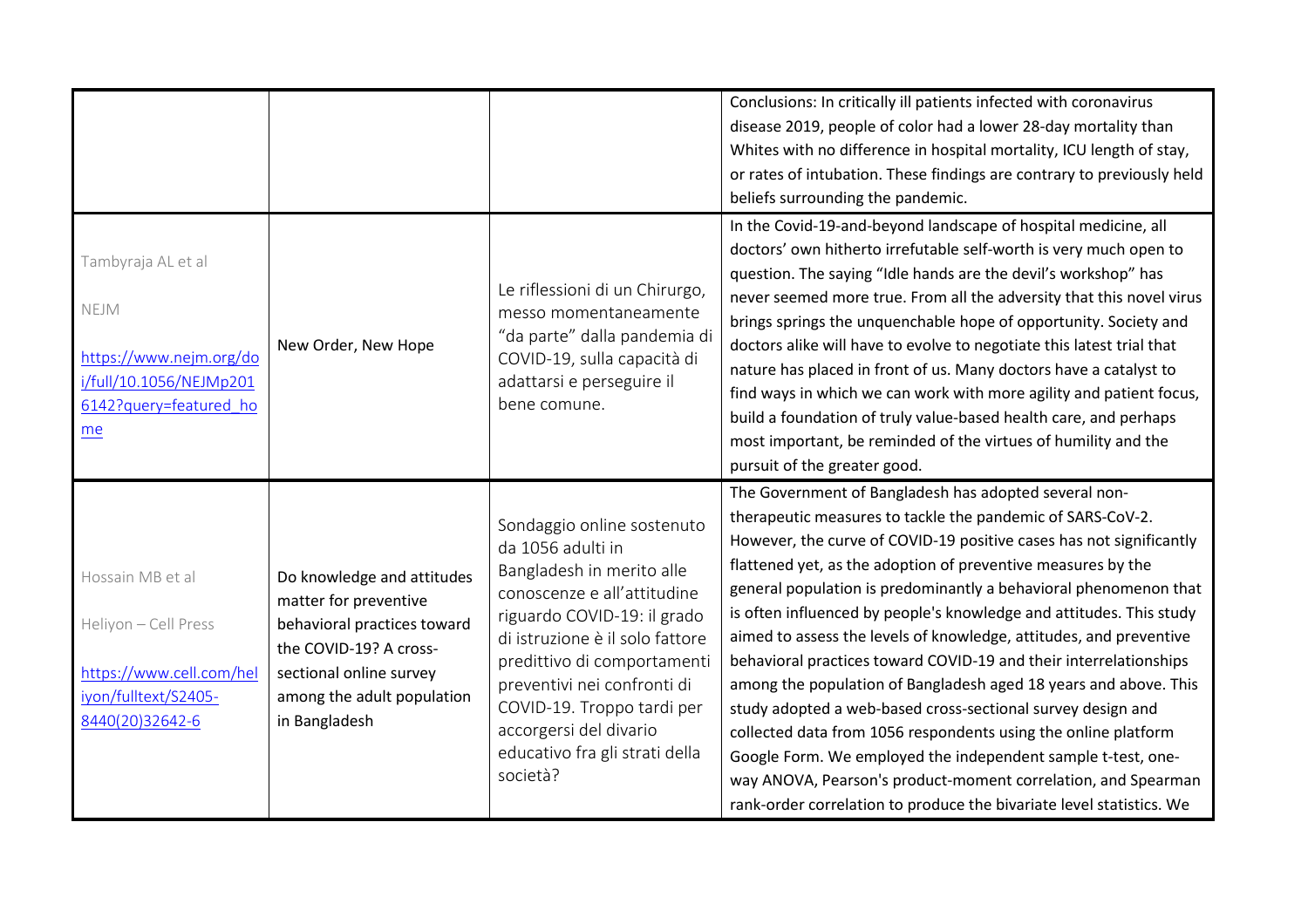| | | | |
|---|---|---|---|
| | | | Conclusions: In critically ill patients infected with coronavirus disease 2019, people of color had a lower 28-day mortality than Whites with no difference in hospital mortality, ICU length of stay, or rates of intubation. These findings are contrary to previously held beliefs surrounding the pandemic. |
| Tambyraja AL et al<br><br>NEJM<br><br>[https://www.nejm.org/doi/full/10.1056/NEJMp2016142?query=featured_home](https://www.nejm.org/doi/full/10.1056/NEJMp2016142?query=featured_home) | New Order, New Hope | Le riflessioni di un Chirurgo, messo momentaneamente "da parte" dalla pandemia di COVID-19, sulla capacità di adattarsi e perseguire il bene comune. | In the Covid-19-and-beyond landscape of hospital medicine, all doctors' own hitherto irrefutable self-worth is very much open to question. The saying "Idle hands are the devil's workshop" has never seemed more true. From all the adversity that this novel virus brings springs the unquenchable hope of opportunity. Society and doctors alike will have to evolve to negotiate this latest trial that nature has placed in front of us. Many doctors have a catalyst to find ways in which we can work with more agility and patient focus, build a foundation of truly value-based health care, and perhaps most important, be reminded of the virtues of humility and the pursuit of the greater good. |
| Hossain MB et al<br><br>Heliyon – Cell Press<br><br>[https://www.cell.com/heliyon/fulltext/S2405-8440(20)32642-6](https://www.cell.com/heliyon/fulltext/S2405-8440(20)32642-6) | Do knowledge and attitudes matter for preventive behavioral practices toward the COVID-19? A cross-sectional online survey among the adult population in Bangladesh | Sondaggio online sostenuto da 1056 adulti in Bangladesh in merito alle conoscenze e all'attitudine riguardo COVID-19: il grado di istruzione è il solo fattore predittivo di comportamenti preventivi nei confronti di COVID-19. Troppo tardi per accorgersi del divario educativo fra gli strati della società? | The Government of Bangladesh has adopted several non-therapeutic measures to tackle the pandemic of SARS-CoV-2. However, the curve of COVID-19 positive cases has not significantly flattened yet, as the adoption of preventive measures by the general population is predominantly a behavioral phenomenon that is often influenced by people's knowledge and attitudes. This study aimed to assess the levels of knowledge, attitudes, and preventive behavioral practices toward COVID-19 and their interrelationships among the population of Bangladesh aged 18 years and above. This study adopted a web-based cross-sectional survey design and collected data from 1056 respondents using the online platform Google Form. We employed the independent sample t-test, one-way ANOVA, Pearson's product-moment correlation, and Spearman rank-order correlation to produce the bivariate level statistics. We |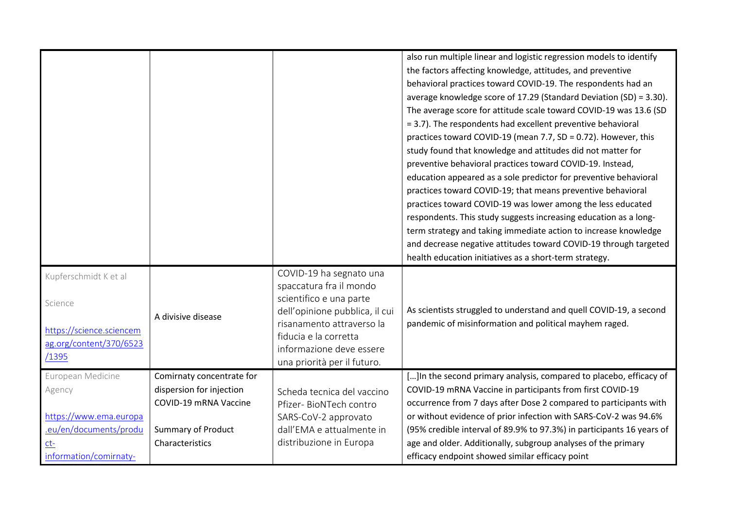| | | | |
|---|---|---|---|
| | | | also run multiple linear and logistic regression models to identify the factors affecting knowledge, attitudes, and preventive behavioral practices toward COVID-19. The respondents had an average knowledge score of 17.29 (Standard Deviation (SD) = 3.30). The average score for attitude scale toward COVID-19 was 13.6 (SD = 3.7). The respondents had excellent preventive behavioral practices toward COVID-19 (mean 7.7, SD = 0.72). However, this study found that knowledge and attitudes did not matter for preventive behavioral practices toward COVID-19. Instead, education appeared as a sole predictor for preventive behavioral practices toward COVID-19; that means preventive behavioral practices toward COVID-19 was lower among the less educated respondents. This study suggests increasing education as a long-term strategy and taking immediate action to increase knowledge and decrease negative attitudes toward COVID-19 through targeted health education initiatives as a short-term strategy. |
| Kupferschmidt K et al<br><br>Science<br><br>https://science.sciencemag.org/content/370/6523/1395 | A divisive disease | COVID-19 ha segnato una spaccatura fra il mondo scientifico e una parte dell'opinione pubblica, il cui risanamento attraverso la fiducia e la corretta informazione deve essere una priorità per il futuro. | As scientists struggled to understand and quell COVID-19, a second pandemic of misinformation and political mayhem raged. |
| European Medicine Agency<br><br>https://www.ema.europa.eu/en/documents/product-information/comirnaty- | Comirnaty concentrate for dispersion for injection COVID-19 mRNA Vaccine<br><br>Summary of Product Characteristics | Scheda tecnica del vaccino Pfizer- BioNTech contro SARS-CoV-2 approvato dall'EMA e attualmente in distribuzione in Europa | […]In the second primary analysis, compared to placebo, efficacy of COVID-19 mRNA Vaccine in participants from first COVID-19 occurrence from 7 days after Dose 2 compared to participants with or without evidence of prior infection with SARS-CoV-2 was 94.6% (95% credible interval of 89.9% to 97.3%) in participants 16 years of age and older. Additionally, subgroup analyses of the primary efficacy endpoint showed similar efficacy point |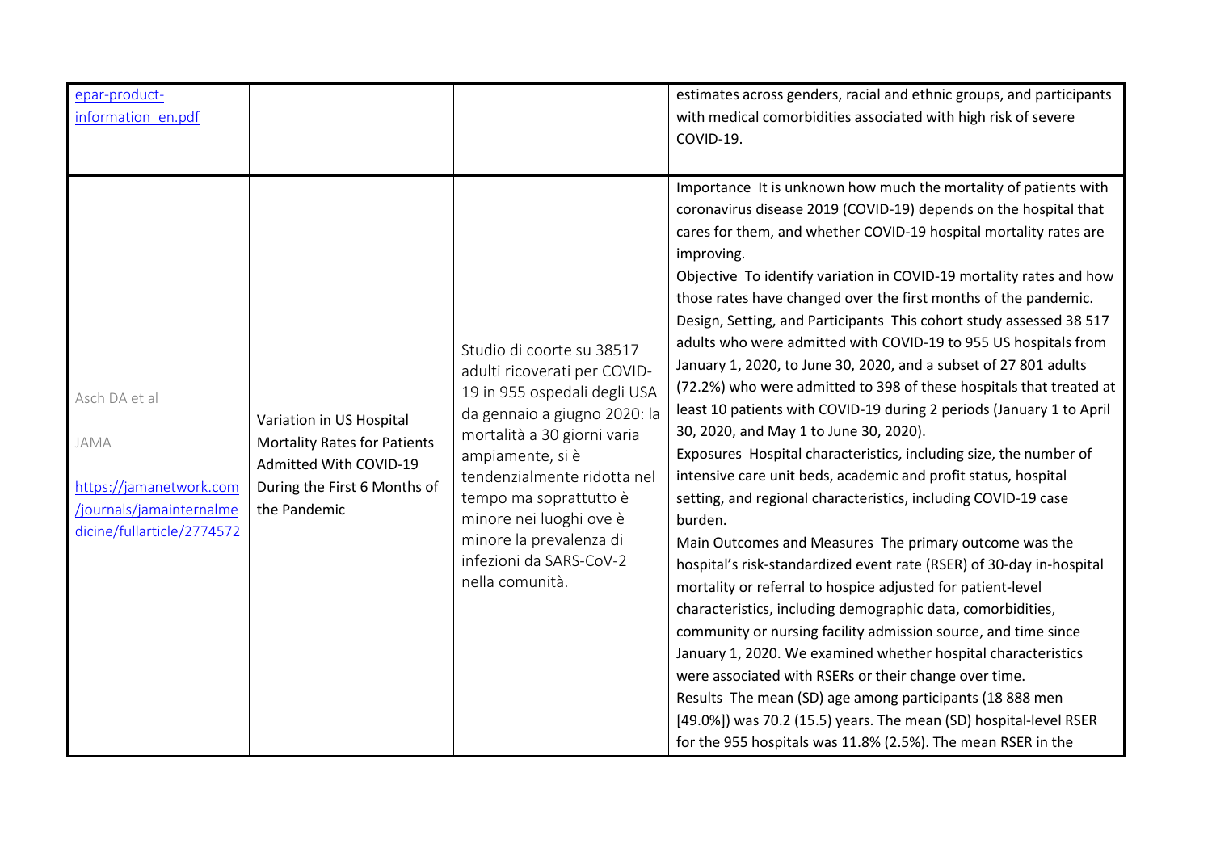| | | | |
|---|---|---|---|
| epar-product-information_en.pdf | | | estimates across genders, racial and ethnic groups, and participants with medical comorbidities associated with high risk of severe COVID-19. |
| Asch DA et al<br><br>JAMA<br><br>https://jamanetwork.com/journals/jamainternalmedicine/fullarticle/2774572 | Variation in US Hospital Mortality Rates for Patients Admitted With COVID-19 During the First 6 Months of the Pandemic | Studio di coorte su 38517 adulti ricoverati per COVID-19 in 955 ospedali degli USA da gennaio a giugno 2020: la mortalità a 30 giorni varia ampiamente, si è tendenzialmente ridotta nel tempo ma soprattutto è minore nei luoghi ove è minore la prevalenza di infezioni da SARS-CoV-2 nella comunità. | Importance It is unknown how much the mortality of patients with coronavirus disease 2019 (COVID-19) depends on the hospital that cares for them, and whether COVID-19 hospital mortality rates are improving.<br>Objective To identify variation in COVID-19 mortality rates and how those rates have changed over the first months of the pandemic.<br>Design, Setting, and Participants This cohort study assessed 38 517 adults who were admitted with COVID-19 to 955 US hospitals from January 1, 2020, to June 30, 2020, and a subset of 27 801 adults (72.2%) who were admitted to 398 of these hospitals that treated at least 10 patients with COVID-19 during 2 periods (January 1 to April 30, 2020, and May 1 to June 30, 2020).<br>Exposures Hospital characteristics, including size, the number of intensive care unit beds, academic and profit status, hospital setting, and regional characteristics, including COVID-19 case burden.<br>Main Outcomes and Measures The primary outcome was the hospital's risk-standardized event rate (RSER) of 30-day in-hospital mortality or referral to hospice adjusted for patient-level characteristics, including demographic data, comorbidities, community or nursing facility admission source, and time since January 1, 2020. We examined whether hospital characteristics were associated with RSERs or their change over time.<br>Results The mean (SD) age among participants (18 888 men [49.0%]) was 70.2 (15.5) years. The mean (SD) hospital-level RSER for the 955 hospitals was 11.8% (2.5%). The mean RSER in the |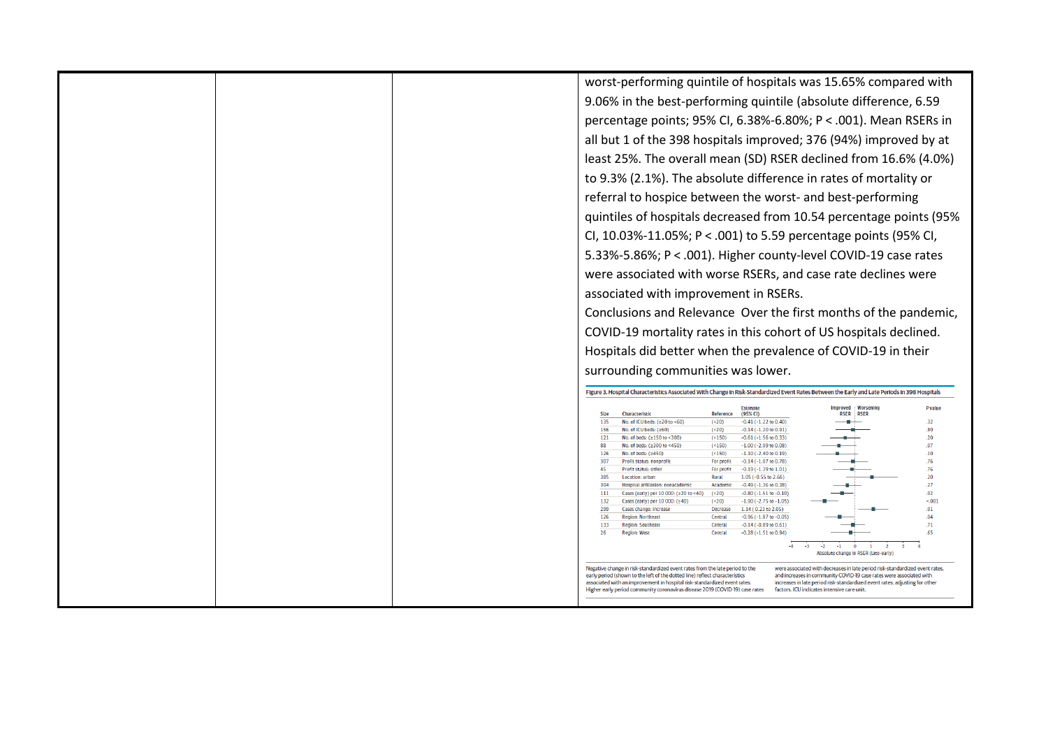worst-performing quintile of hospitals was 15.65% compared with 9.06% in the best-performing quintile (absolute difference, 6.59 percentage points; 95% CI, 6.38%-6.80%; P < .001). Mean RSERs in all but 1 of the 398 hospitals improved; 376 (94%) improved by at least 25%. The overall mean (SD) RSER declined from 16.6% (4.0%) to 9.3% (2.1%). The absolute difference in rates of mortality or referral to hospice between the worst- and best-performing quintiles of hospitals decreased from 10.54 percentage points (95% CI, 10.03%-11.05%; P < .001) to 5.59 percentage points (95% CI, 5.33%-5.86%; P < .001). Higher county-level COVID-19 case rates were associated with worse RSERs, and case rate declines were associated with improvement in RSERs.

Conclusions and Relevance Over the first months of the pandemic, COVID-19 mortality rates in this cohort of US hospitals declined. Hospitals did better when the prevalence of COVID-19 in their surrounding communities was lower.

**Figure 3. Hospital Characteristics Associated With Change in Risk-Standardized Event Rates Between the Early and Late Periods in 398 Hospitals**

| Size | Characteristic | Reference | Estimate (95% CI) | P value |
|---|---|---|---|---|
| 135 | No. of ICU beds: (≥20 to <60) | (<20) | −0.41 (−1.22 to 0.40) | .32 |
| 156 | No. of ICU beds: (≥60) | (<20) | −0.14 (−1.20 to 0.91) | .80 |
| 121 | No. of beds: (≥150 to <300) | (<150) | −0.61 (−1.56 to 0.33) | .20 |
| 88 | No. of beds: (≥300 to <450) | (<150) | −1.00 (−2.09 to 0.08) | .07 |
| 126 | No. of beds: (≥450) | (<150) | −1.10 (−2.40 to 0.19) | .10 |
| 307 | Profit status: nonprofit | For profit | −0.14 (−1.07 to 0.78) | .76 |
| 45 | Profit status: other | For profit | −0.19 (−1.39 to 1.01) | .76 |
| 385 | Location: urban | Rural | 1.05 (−0.55 to 2.66) | .20 |
| 304 | Hospital affiliation: nonacademic | Academic | −0.49 (−1.36 to 0.38) | .27 |
| 111 | Cases (early) per 10 000: (≥20 to <40) | (<20) | −0.80 (−1.51 to −0.10) | .02 |
| 132 | Cases (early) per 10 000: (≥40) | (<20) | −1.90 (−2.75 to −1.05) | <.001 |
| 299 | Cases change: increase | Decrease | 1.14 (0.23 to 2.05) | .01 |
| 126 | Region: Northeast | Central | −0.96 (−1.87 to −0.05) | .04 |
| 133 | Region: Southeast | Central | −0.14 (−0.89 to 0.61) | .71 |
| 26 | Region: West | Central | −0.28 (−1.51 to 0.94) | .65 |

Negative change in risk-standardized event rates from the late period to the early period (shown to the left of the dotted line) reflect characteristics associated with an improvement in hospital risk-standardized event rates. Higher early period community coronavirus disease 2019 (COVID-19) case rates were associated with decreases in late period risk-standardized event rates, and increases in community COVID-19 case rates were associated with increases in late period risk-standardized event rates, adjusting for other factors. ICU indicates intensive care unit.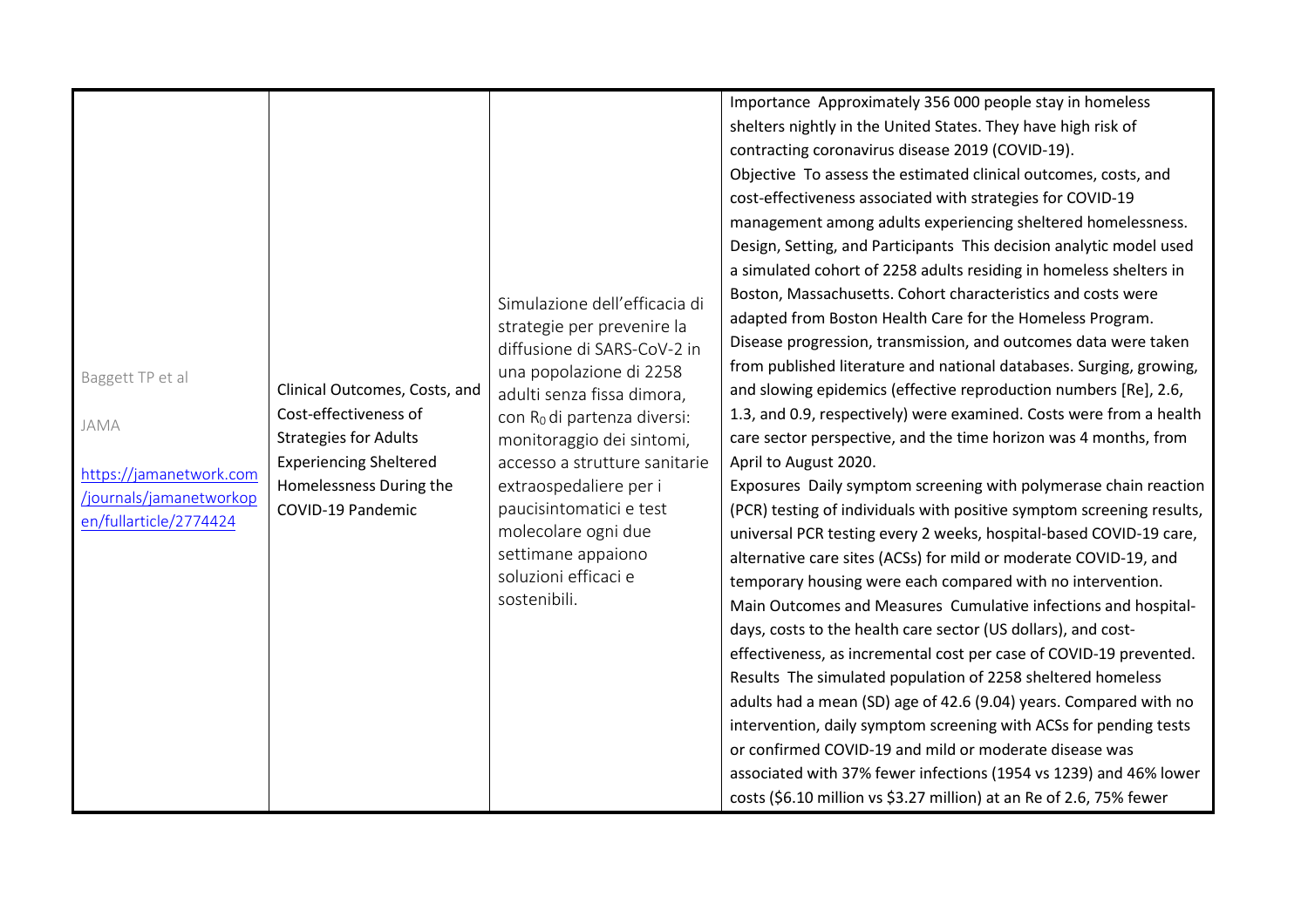| | | | |
|---|---|---|---|
| Baggett TP et al<br><br>JAMA<br><br>https://jamanetwork.com/journals/jamanetworkopen/fullarticle/2774424 | Clinical Outcomes, Costs, and Cost-effectiveness of Strategies for Adults Experiencing Sheltered Homelessness During the COVID-19 Pandemic | Simulazione dell'efficacia di strategie per prevenire la diffusione di SARS-CoV-2 in una popolazione di 2258 adulti senza fissa dimora, con $R_0$ di partenza diversi: monitoraggio dei sintomi, accesso a strutture sanitarie extraospedaliere per i paucisintomatici e test molecolare ogni due settimane appaiono soluzioni efficaci e sostenibili. | Importance Approximately 356 000 people stay in homeless shelters nightly in the United States. They have high risk of contracting coronavirus disease 2019 (COVID-19).<br>Objective To assess the estimated clinical outcomes, costs, and cost-effectiveness associated with strategies for COVID-19 management among adults experiencing sheltered homelessness.<br>Design, Setting, and Participants This decision analytic model used a simulated cohort of 2258 adults residing in homeless shelters in Boston, Massachusetts. Cohort characteristics and costs were adapted from Boston Health Care for the Homeless Program. Disease progression, transmission, and outcomes data were taken from published literature and national databases. Surging, growing, and slowing epidemics (effective reproduction numbers [Re], 2.6, 1.3, and 0.9, respectively) were examined. Costs were from a health care sector perspective, and the time horizon was 4 months, from April to August 2020.<br>Exposures Daily symptom screening with polymerase chain reaction (PCR) testing of individuals with positive symptom screening results, universal PCR testing every 2 weeks, hospital-based COVID-19 care, alternative care sites (ACSs) for mild or moderate COVID-19, and temporary housing were each compared with no intervention.<br>Main Outcomes and Measures Cumulative infections and hospital-days, costs to the health care sector (US dollars), and cost-effectiveness, as incremental cost per case of COVID-19 prevented.<br>Results The simulated population of 2258 sheltered homeless adults had a mean (SD) age of 42.6 (9.04) years. Compared with no intervention, daily symptom screening with ACSs for pending tests or confirmed COVID-19 and mild or moderate disease was associated with 37% fewer infections (1954 vs 1239) and 46% lower costs ($6.10 million vs $3.27 million) at an Re of 2.6, 75% fewer |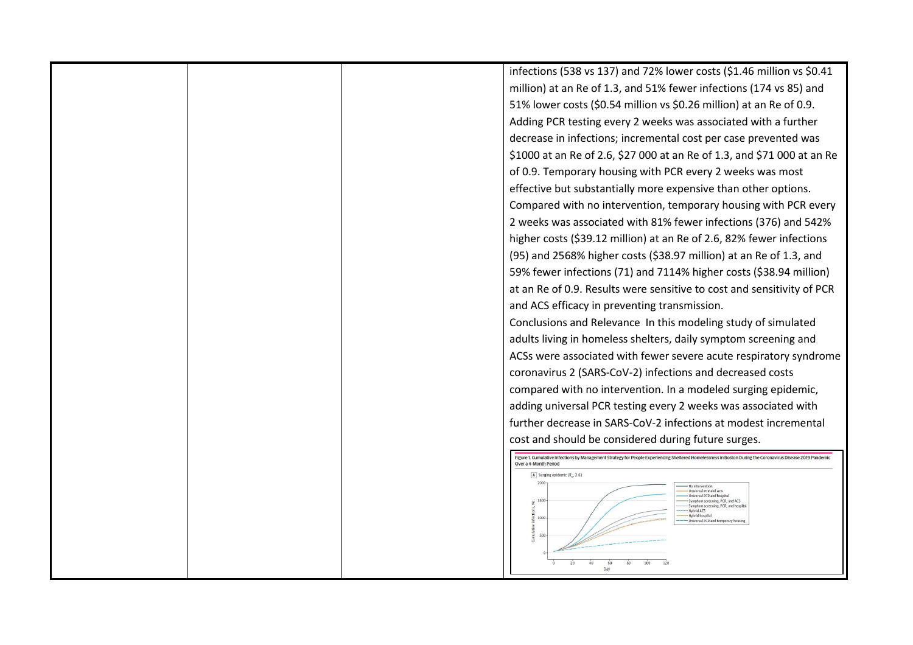| | | | |
|---|---|---|---|
| | | | infections (538 vs 137) and 72% lower costs ($1.46 million vs $0.41 million) at an Re of 1.3, and 51% fewer infections (174 vs 85) and 51% lower costs ($0.54 million vs $0.26 million) at an Re of 0.9. Adding PCR testing every 2 weeks was associated with a further decrease in infections; incremental cost per case prevented was $1000 at an Re of 2.6, $27 000 at an Re of 1.3, and $71 000 at an Re of 0.9. Temporary housing with PCR every 2 weeks was most effective but substantially more expensive than other options. Compared with no intervention, temporary housing with PCR every 2 weeks was associated with 81% fewer infections (376) and 542% higher costs ($39.12 million) at an Re of 2.6, 82% fewer infections (95) and 2568% higher costs ($38.97 million) at an Re of 1.3, and 59% fewer infections (71) and 7114% higher costs ($38.94 million) at an Re of 0.9. Results were sensitive to cost and sensitivity of PCR and ACS efficacy in preventing transmission. Conclusions and Relevance In this modeling study of simulated adults living in homeless shelters, daily symptom screening and ACSs were associated with fewer severe acute respiratory syndrome coronavirus 2 (SARS-CoV-2) infections and decreased costs compared with no intervention. In a modeled surging epidemic, adding universal PCR testing every 2 weeks was associated with further decrease in SARS-CoV-2 infections at modest incremental cost and should be considered during future surges. Figure 1. Cumulative Infections by Management Strategy for People Experiencing Sheltered Homelessness in Boston During the Coronavirus Disease 2019 Pandemic Over a 4-Month Period |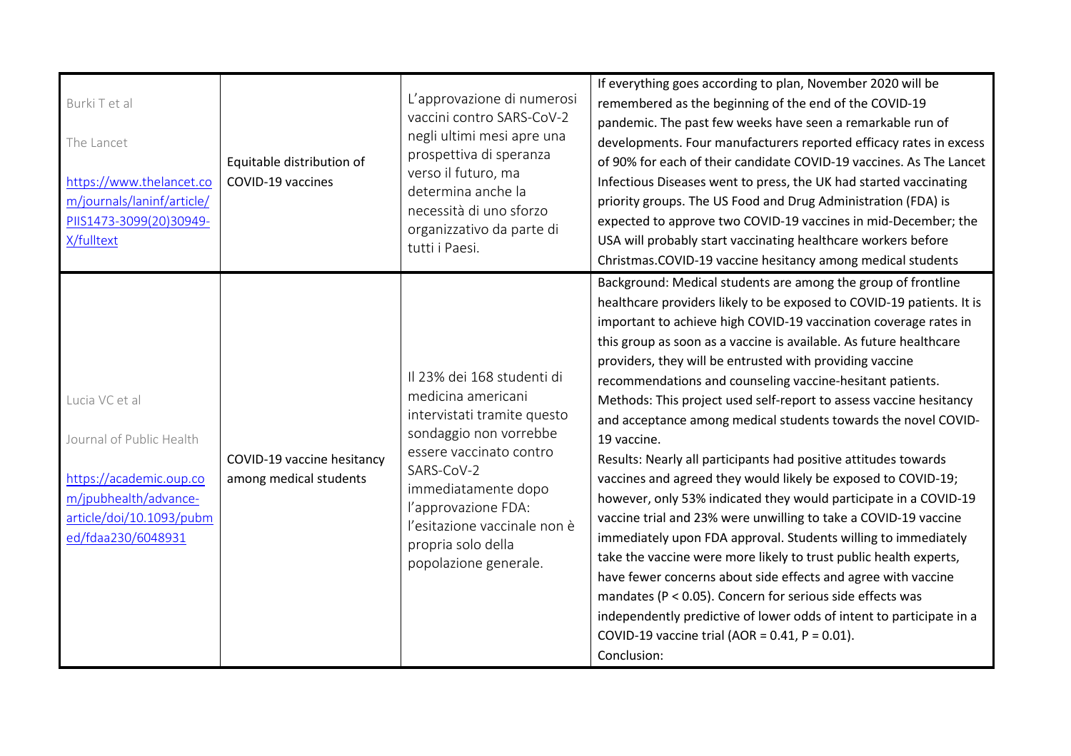| | | | |
|---|---|---|---|
| Burki T et al<br><br>The Lancet<br><br>[https://www.thelancet.com/journals/laninf/article/PIIS1473-3099(20)30949-X/fulltext](https://www.thelancet.com/journals/laninf/article/PIIS1473-3099(20)30949-X/fulltext) | Equitable distribution of COVID-19 vaccines | L'approvazione di numerosi vaccini contro SARS-CoV-2 negli ultimi mesi apre una prospettiva di speranza verso il futuro, ma determina anche la necessità di uno sforzo organizzativo da parte di tutti i Paesi. | If everything goes according to plan, November 2020 will be remembered as the beginning of the end of the COVID-19 pandemic. The past few weeks have seen a remarkable run of developments. Four manufacturers reported efficacy rates in excess of 90% for each of their candidate COVID-19 vaccines. As The Lancet Infectious Diseases went to press, the UK had started vaccinating priority groups. The US Food and Drug Administration (FDA) is expected to approve two COVID-19 vaccines in mid-December; the USA will probably start vaccinating healthcare workers before Christmas.COVID-19 vaccine hesitancy among medical students |
| Lucia VC et al<br><br>Journal of Public Health<br><br>[https://academic.oup.com/jpubhealth/advance-article/doi/10.1093/pubmed/fdaa230/6048931](https://academic.oup.com/jpubhealth/advance-article/doi/10.1093/pubmed/fdaa230/6048931) | COVID-19 vaccine hesitancy among medical students | Il 23% dei 168 studenti di medicina americani intervistati tramite questo sondaggio non vorrebbe essere vaccinato contro SARS-CoV-2 immediatamente dopo l'approvazione FDA: l'esitazione vaccinale non è propria solo della popolazione generale. | Background: Medical students are among the group of frontline healthcare providers likely to be exposed to COVID-19 patients. It is important to achieve high COVID-19 vaccination coverage rates in this group as soon as a vaccine is available. As future healthcare providers, they will be entrusted with providing vaccine recommendations and counseling vaccine-hesitant patients.<br>Methods: This project used self-report to assess vaccine hesitancy and acceptance among medical students towards the novel COVID-19 vaccine.<br>Results: Nearly all participants had positive attitudes towards vaccines and agreed they would likely be exposed to COVID-19; however, only 53% indicated they would participate in a COVID-19 vaccine trial and 23% were unwilling to take a COVID-19 vaccine immediately upon FDA approval. Students willing to immediately take the vaccine were more likely to trust public health experts, have fewer concerns about side effects and agree with vaccine mandates ($P < 0.05$). Concern for serious side effects was independently predictive of lower odds of intent to participate in a COVID-19 vaccine trial ($AOR = 0.41$, $P = 0.01$).<br>Conclusion: |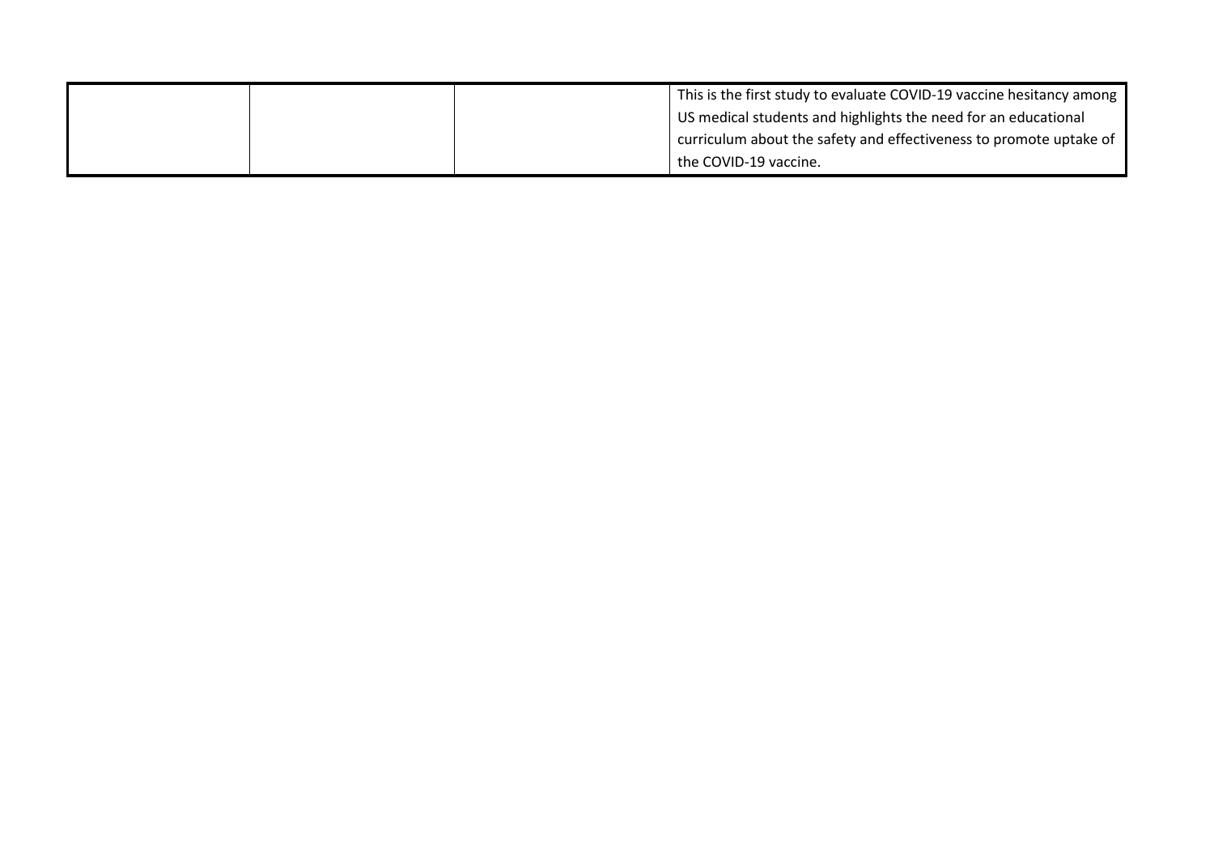| | | | |
|---|---|---|---|
| | | | This is the first study to evaluate COVID-19 vaccine hesitancy among US medical students and highlights the need for an educational curriculum about the safety and effectiveness to promote uptake of the COVID-19 vaccine. |